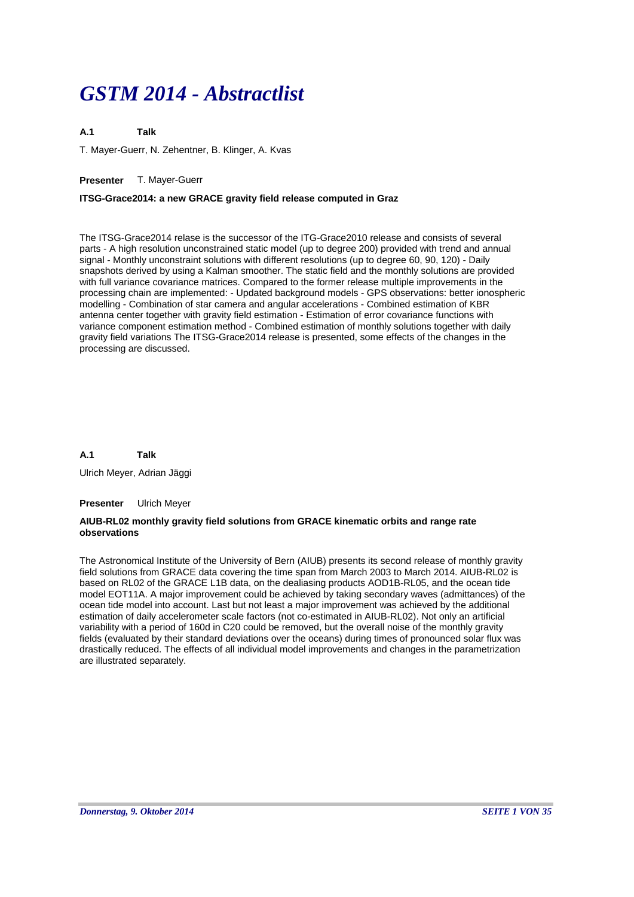# *GSTM 2014 - Abstractlist*

**A.1 Talk**

T. Mayer-Guerr, N. Zehentner, B. Klinger, A. Kvas

**Presenter** T. Mayer-Guerr

**ITSG-Grace2014: a new GRACE gravity field release computed in Graz**

The ITSG-Grace2014 relase is the successor of the ITG-Grace2010 release and consists of several parts - A high resolution unconstrained static model (up to degree 200) provided with trend and annual signal - Monthly unconstraint solutions with different resolutions (up to degree 60, 90, 120) - Daily snapshots derived by using a Kalman smoother. The static field and the monthly solutions are provided with full variance covariance matrices. Compared to the former release multiple improvements in the processing chain are implemented: - Updated background models - GPS observations: better ionospheric modelling - Combination of star camera and angular accelerations - Combined estimation of KBR antenna center together with gravity field estimation - Estimation of error covariance functions with variance component estimation method - Combined estimation of monthly solutions together with daily gravity field variations The ITSG-Grace2014 release is presented, some effects of the changes in the processing are discussed.

**A.1 Talk**

Ulrich Meyer, Adrian Jäggi

**Presenter** Ulrich Meyer

**AIUB-RL02 monthly gravity field solutions from GRACE kinematic orbits and range rate observations**

The Astronomical Institute of the University of Bern (AIUB) presents its second release of monthly gravity field solutions from GRACE data covering the time span from March 2003 to March 2014. AIUB-RL02 is based on RL02 of the GRACE L1B data, on the dealiasing products AOD1B-RL05, and the ocean tide model EOT11A. A major improvement could be achieved by taking secondary waves (admittances) of the ocean tide model into account. Last but not least a major improvement was achieved by the additional estimation of daily accelerometer scale factors (not co-estimated in AIUB-RL02). Not only an artificial variability with a period of 160d in C20 could be removed, but the overall noise of the monthly gravity fields (evaluated by their standard deviations over the oceans) during times of pronounced solar flux was drastically reduced. The effects of all individual model improvements and changes in the parametrization are illustrated separately.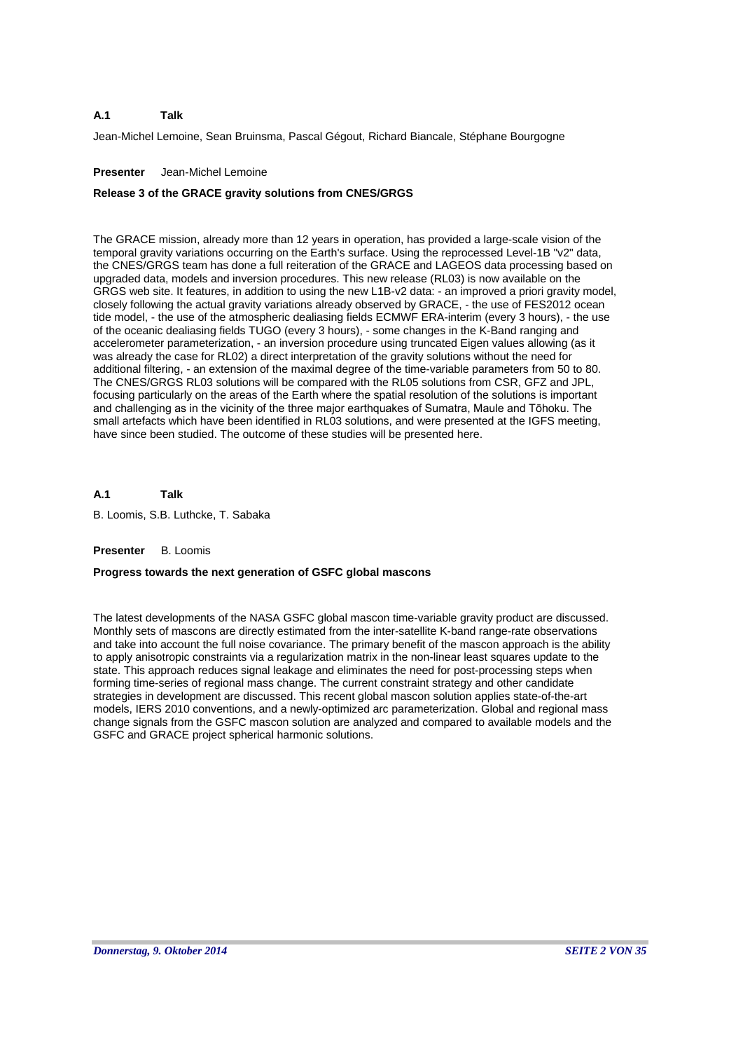**A.1 Talk**

Jean-Michel Lemoine, Sean Bruinsma, Pascal Gégout, Richard Biancale, Stéphane Bourgogne

**Presenter** Jean-Michel Lemoine

**Release 3 of the GRACE gravity solutions from CNES/GRGS**

The GRACE mission, already more than 12 years in operation, has provided a large-scale vision of the temporal gravity variations occurring on the Earth's surface. Using the reprocessed Level-1B "v2" data, the CNES/GRGS team has done a full reiteration of the GRACE and LAGEOS data processing based on upgraded data, models and inversion procedures. This new release (RL03) is now available on the GRGS web site. It features, in addition to using the new L1B-v2 data: - an improved a priori gravity model, closely following the actual gravity variations already observed by GRACE, - the use of FES2012 ocean tide model, - the use of the atmospheric dealiasing fields ECMWF ERA-interim (every 3 hours), - the use of the oceanic dealiasing fields TUGO (every 3 hours), - some changes in the K-Band ranging and accelerometer parameterization, - an inversion procedure using truncated Eigen values allowing (as it was already the case for RL02) a direct interpretation of the gravity solutions without the need for additional filtering, - an extension of the maximal degree of the time-variable parameters from 50 to 80. The CNES/GRGS RL03 solutions will be compared with the RL05 solutions from CSR, GFZ and JPL, focusing particularly on the areas of the Earth where the spatial resolution of the solutions is important and challenging as in the vicinity of the three major earthquakes of Sumatra, Maule and Tōhoku. The small artefacts which have been identified in RL03 solutions, and were presented at the IGFS meeting, have since been studied. The outcome of these studies will be presented here.

**A.1 Talk**

B. Loomis, S.B. Luthcke, T. Sabaka

**Presenter** B. Loomis

**Progress towards the next generation of GSFC global mascons**

The latest developments of the NASA GSFC global mascon time-variable gravity product are discussed. Monthly sets of mascons are directly estimated from the inter-satellite K-band range-rate observations and take into account the full noise covariance. The primary benefit of the mascon approach is the ability to apply anisotropic constraints via a regularization matrix in the non-linear least squares update to the state. This approach reduces signal leakage and eliminates the need for post-processing steps when forming time-series of regional mass change. The current constraint strategy and other candidate strategies in development are discussed. This recent global mascon solution applies state-of-the-art models, IERS 2010 conventions, and a newly-optimized arc parameterization. Global and regional mass change signals from the GSFC mascon solution are analyzed and compared to available models and the GSFC and GRACE project spherical harmonic solutions.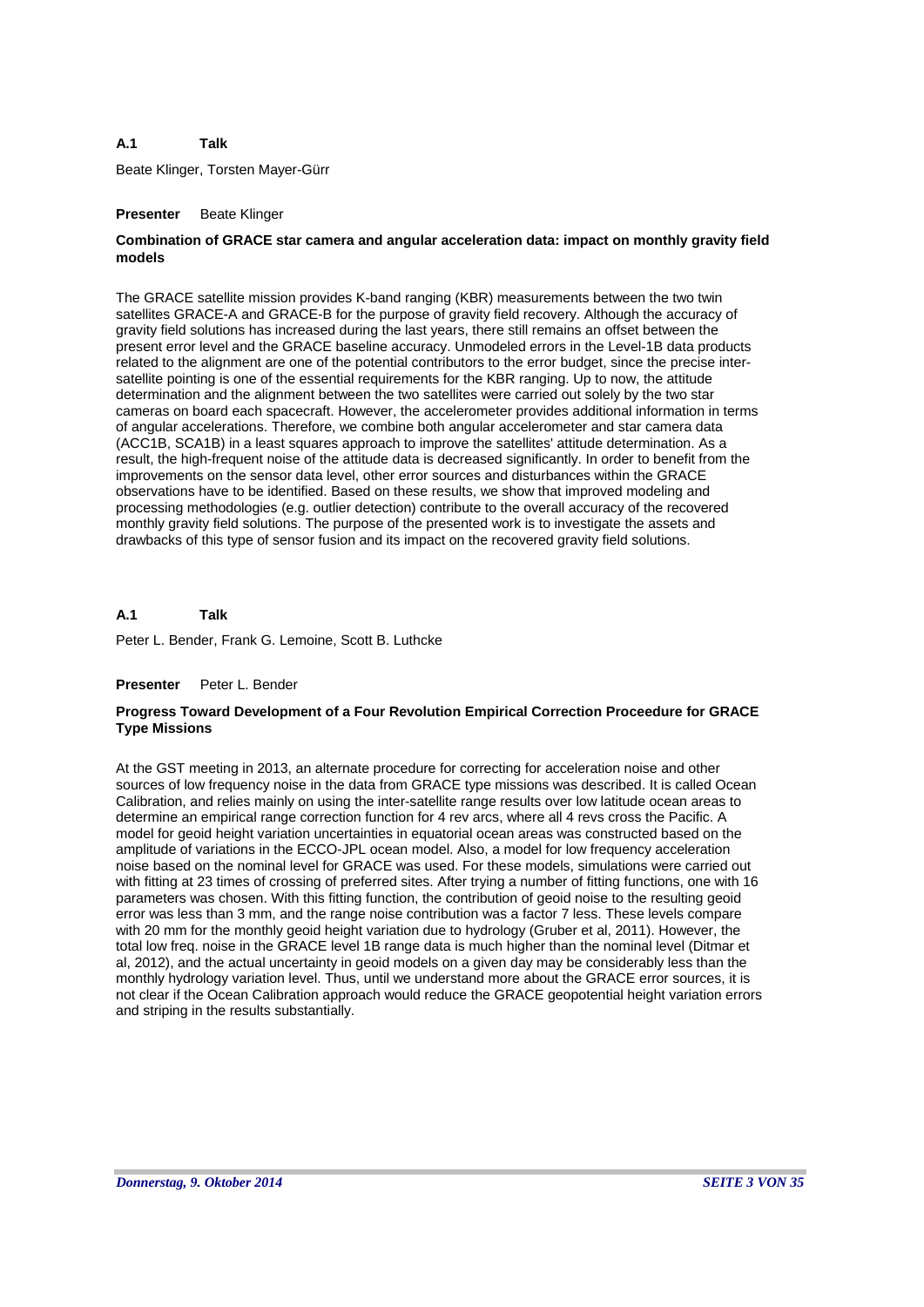**A.1 Talk**

Beate Klinger, Torsten Mayer-Gürr

**Presenter** Beate Klinger

**Combination of GRACE star camera and angular acceleration data: impact on monthly gravity field models**

The GRACE satellite mission provides K-band ranging (KBR) measurements between the two twin satellites GRACE-A and GRACE-B for the purpose of gravity field recovery. Although the accuracy of gravity field solutions has increased during the last years, there still remains an offset between the present error level and the GRACE baseline accuracy. Unmodeled errors in the Level-1B data products related to the alignment are one of the potential contributors to the error budget, since the precise inter-satellite pointing is one of the essential requirements for the KBR ranging. Up to now, the attitude determination and the alignment between the two satellites were carried out solely by the two star cameras on board each spacecraft. However, the accelerometer provides additional information in terms of angular accelerations. Therefore, we combine both angular accelerometer and star camera data (ACC1B, SCA1B) in a least squares approach to improve the satellites' attitude determination. As a result, the high-frequent noise of the attitude data is decreased significantly. In order to benefit from the improvements on the sensor data level, other error sources and disturbances within the GRACE observations have to be identified. Based on these results, we show that improved modeling and processing methodologies (e.g. outlier detection) contribute to the overall accuracy of the recovered monthly gravity field solutions. The purpose of the presented work is to investigate the assets and drawbacks of this type of sensor fusion and its impact on the recovered gravity field solutions.

**A.1 Talk**

Peter L. Bender, Frank G. Lemoine, Scott B. Luthcke

**Presenter** Peter L. Bender

**Progress Toward Development of a Four Revolution Empirical Correction Proceedure for GRACE Type Missions**

At the GST meeting in 2013, an alternate procedure for correcting for acceleration noise and other sources of low frequency noise in the data from GRACE type missions was described. It is called Ocean Calibration, and relies mainly on using the inter-satellite range results over low latitude ocean areas to determine an empirical range correction function for 4 rev arcs, where all 4 revs cross the Pacific. A model for geoid height variation uncertainties in equatorial ocean areas was constructed based on the amplitude of variations in the ECCO-JPL ocean model. Also, a model for low frequency acceleration noise based on the nominal level for GRACE was used. For these models, simulations were carried out with fitting at 23 times of crossing of preferred sites. After trying a number of fitting functions, one with 16 parameters was chosen. With this fitting function, the contribution of geoid noise to the resulting geoid error was less than 3 mm, and the range noise contribution was a factor 7 less. These levels compare with 20 mm for the monthly geoid height variation due to hydrology (Gruber et al, 2011). However, the total low freq. noise in the GRACE level 1B range data is much higher than the nominal level (Ditmar et al, 2012), and the actual uncertainty in geoid models on a given day may be considerably less than the monthly hydrology variation level. Thus, until we understand more about the GRACE error sources, it is not clear if the Ocean Calibration approach would reduce the GRACE geopotential height variation errors and striping in the results substantially.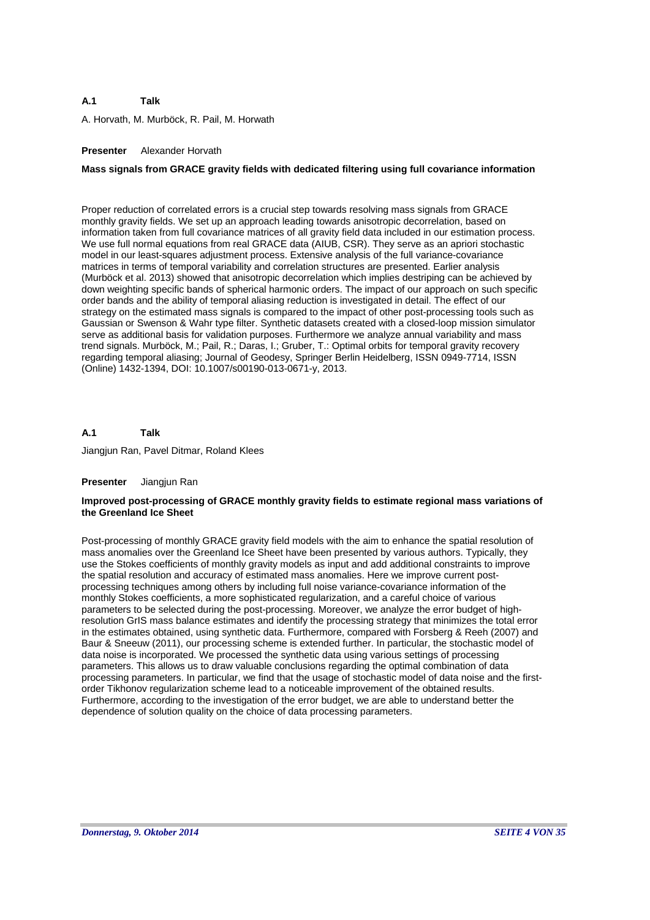**A.1 Talk**

A. Horvath, M. Murböck, R. Pail, M. Horwath

**Presenter** Alexander Horvath

**Mass signals from GRACE gravity fields with dedicated filtering using full covariance information**

Proper reduction of correlated errors is a crucial step towards resolving mass signals from GRACE monthly gravity fields. We set up an approach leading towards anisotropic decorrelation, based on information taken from full covariance matrices of all gravity field data included in our estimation process. We use full normal equations from real GRACE data (AIUB, CSR). They serve as an apriori stochastic model in our least-squares adjustment process. Extensive analysis of the full variance-covariance matrices in terms of temporal variability and correlation structures are presented. Earlier analysis (Murböck et al. 2013) showed that anisotropic decorrelation which implies destriping can be achieved by down weighting specific bands of spherical harmonic orders. The impact of our approach on such specific order bands and the ability of temporal aliasing reduction is investigated in detail. The effect of our strategy on the estimated mass signals is compared to the impact of other post-processing tools such as Gaussian or Swenson & Wahr type filter. Synthetic datasets created with a closed-loop mission simulator serve as additional basis for validation purposes. Furthermore we analyze annual variability and mass trend signals. Murböck, M.; Pail, R.; Daras, I.; Gruber, T.: Optimal orbits for temporal gravity recovery regarding temporal aliasing; Journal of Geodesy, Springer Berlin Heidelberg, ISSN 0949-7714, ISSN (Online) 1432-1394, DOI: 10.1007/s00190-013-0671-y, 2013.

**A.1 Talk**

Jiangjun Ran, Pavel Ditmar, Roland Klees

**Presenter** Jiangjun Ran

**Improved post-processing of GRACE monthly gravity fields to estimate regional mass variations of the Greenland Ice Sheet**

Post-processing of monthly GRACE gravity field models with the aim to enhance the spatial resolution of mass anomalies over the Greenland Ice Sheet have been presented by various authors. Typically, they use the Stokes coefficients of monthly gravity models as input and add additional constraints to improve the spatial resolution and accuracy of estimated mass anomalies. Here we improve current post-processing techniques among others by including full noise variance-covariance information of the monthly Stokes coefficients, a more sophisticated regularization, and a careful choice of various parameters to be selected during the post-processing. Moreover, we analyze the error budget of high-resolution GrIS mass balance estimates and identify the processing strategy that minimizes the total error in the estimates obtained, using synthetic data. Furthermore, compared with Forsberg & Reeh (2007) and Baur & Sneeuw (2011), our processing scheme is extended further. In particular, the stochastic model of data noise is incorporated. We processed the synthetic data using various settings of processing parameters. This allows us to draw valuable conclusions regarding the optimal combination of data processing parameters. In particular, we find that the usage of stochastic model of data noise and the first-order Tikhonov regularization scheme lead to a noticeable improvement of the obtained results. Furthermore, according to the investigation of the error budget, we are able to understand better the dependence of solution quality on the choice of data processing parameters.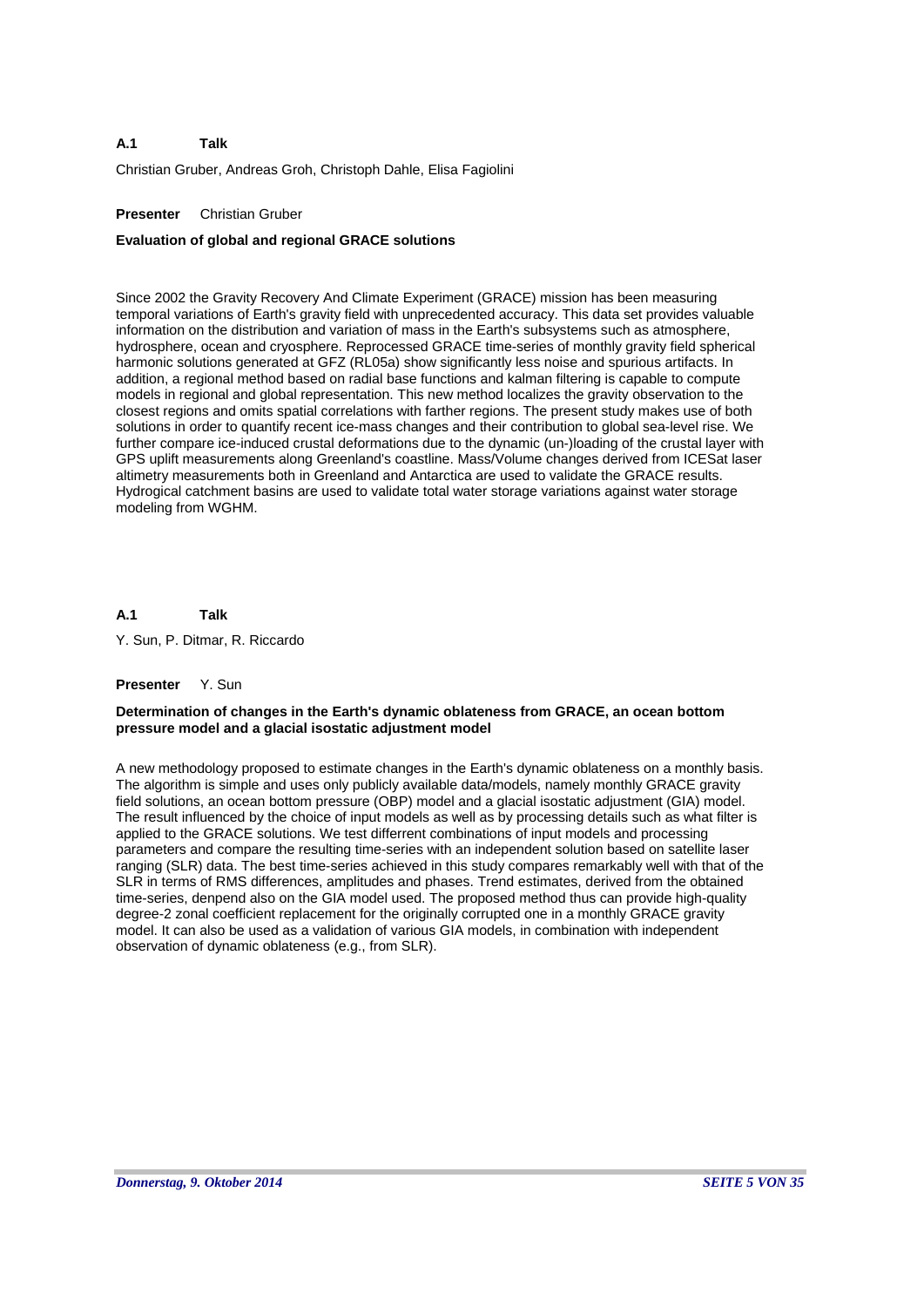**A.1 Talk**

Christian Gruber, Andreas Groh, Christoph Dahle, Elisa Fagiolini

**Presenter** Christian Gruber

**Evaluation of global and regional GRACE solutions**

Since 2002 the Gravity Recovery And Climate Experiment (GRACE) mission has been measuring temporal variations of Earth's gravity field with unprecedented accuracy. This data set provides valuable information on the distribution and variation of mass in the Earth's subsystems such as atmosphere, hydrosphere, ocean and cryosphere. Reprocessed GRACE time-series of monthly gravity field spherical harmonic solutions generated at GFZ (RL05a) show significantly less noise and spurious artifacts. In addition, a regional method based on radial base functions and kalman filtering is capable to compute models in regional and global representation. This new method localizes the gravity observation to the closest regions and omits spatial correlations with farther regions. The present study makes use of both solutions in order to quantify recent ice-mass changes and their contribution to global sea-level rise. We further compare ice-induced crustal deformations due to the dynamic (un-)loading of the crustal layer with GPS uplift measurements along Greenland's coastline. Mass/Volume changes derived from ICESat laser altimetry measurements both in Greenland and Antarctica are used to validate the GRACE results. Hydrogical catchment basins are used to validate total water storage variations against water storage modeling from WGHM.

**A.1 Talk**

Y. Sun, P. Ditmar, R. Riccardo

**Presenter** Y. Sun

**Determination of changes in the Earth's dynamic oblateness from GRACE, an ocean bottom pressure model and a glacial isostatic adjustment model**

A new methodology proposed to estimate changes in the Earth's dynamic oblateness on a monthly basis. The algorithm is simple and uses only publicly available data/models, namely monthly GRACE gravity field solutions, an ocean bottom pressure (OBP) model and a glacial isostatic adjustment (GIA) model. The result influenced by the choice of input models as well as by processing details such as what filter is applied to the GRACE solutions. We test differrent combinations of input models and processing parameters and compare the resulting time-series with an independent solution based on satellite laser ranging (SLR) data. The best time-series achieved in this study compares remarkably well with that of the SLR in terms of RMS differences, amplitudes and phases. Trend estimates, derived from the obtained time-series, denpend also on the GIA model used. The proposed method thus can provide high-quality degree-2 zonal coefficient replacement for the originally corrupted one in a monthly GRACE gravity model. It can also be used as a validation of various GIA models, in combination with independent observation of dynamic oblateness (e.g., from SLR).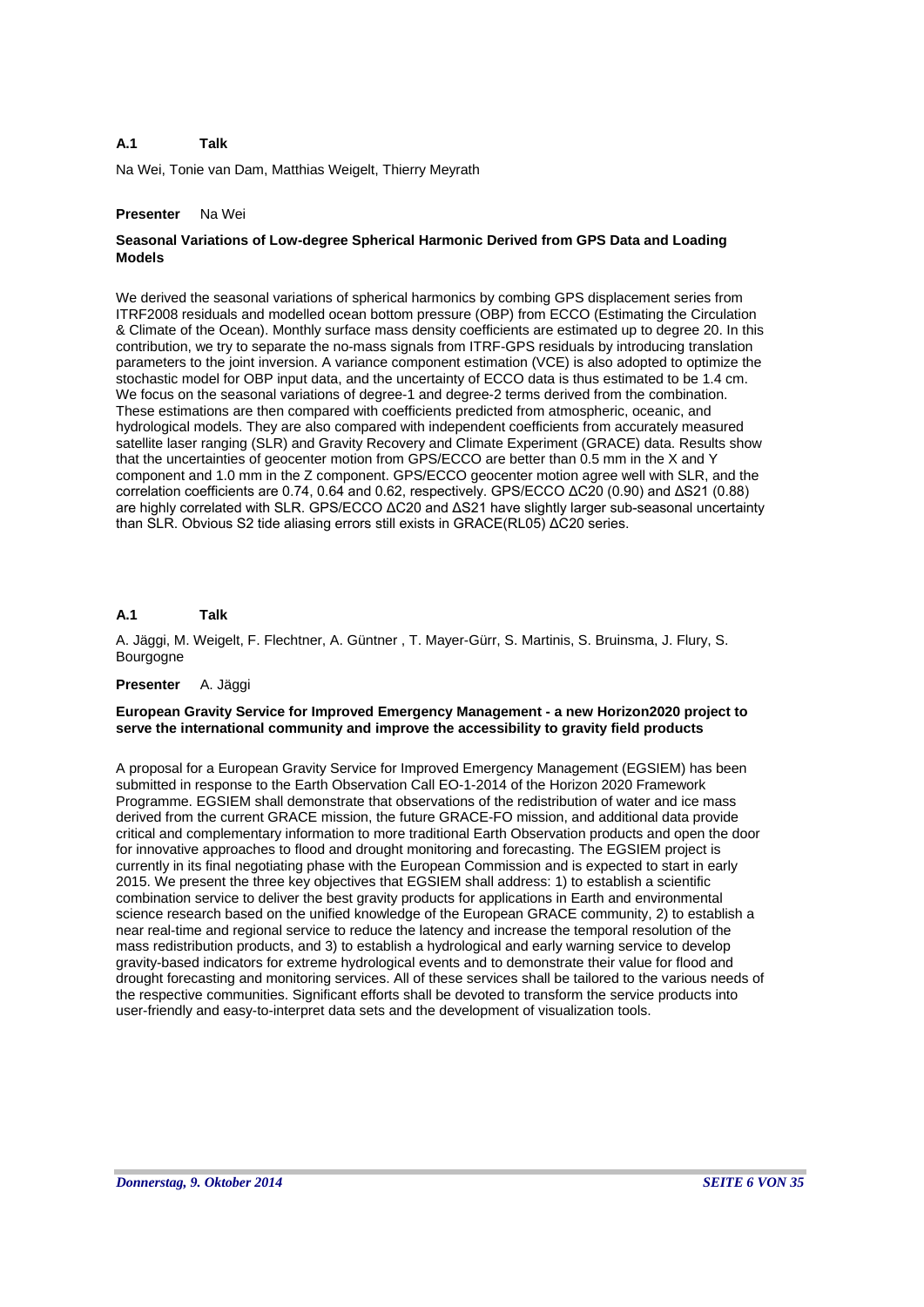**A.1 Talk**

Na Wei, Tonie van Dam, Matthias Weigelt, Thierry Meyrath

**Presenter** Na Wei

**Seasonal Variations of Low-degree Spherical Harmonic Derived from GPS Data and Loading Models**

We derived the seasonal variations of spherical harmonics by combing GPS displacement series from ITRF2008 residuals and modelled ocean bottom pressure (OBP) from ECCO (Estimating the Circulation & Climate of the Ocean). Monthly surface mass density coefficients are estimated up to degree 20. In this contribution, we try to separate the no-mass signals from ITRF-GPS residuals by introducing translation parameters to the joint inversion. A variance component estimation (VCE) is also adopted to optimize the stochastic model for OBP input data, and the uncertainty of ECCO data is thus estimated to be 1.4 cm. We focus on the seasonal variations of degree-1 and degree-2 terms derived from the combination. These estimations are then compared with coefficients predicted from atmospheric, oceanic, and hydrological models. They are also compared with independent coefficients from accurately measured satellite laser ranging (SLR) and Gravity Recovery and Climate Experiment (GRACE) data. Results show that the uncertainties of geocenter motion from GPS/ECCO are better than 0.5 mm in the X and Y component and 1.0 mm in the Z component. GPS/ECCO geocenter motion agree well with SLR, and the correlation coefficients are 0.74, 0.64 and 0.62, respectively. GPS/ECCO $\Delta C_{20}$ (0.90) and $\Delta S_{21}$ (0.88) are highly correlated with SLR. GPS/ECCO $\Delta C_{20}$ and $\Delta S_{21}$ have slightly larger sub-seasonal uncertainty than SLR. Obvious S2 tide aliasing errors still exists in GRACE(RL05) $\Delta C_{20}$ series.

**A.1 Talk**

A. Jäggi, M. Weigelt, F. Flechtner, A. Güntner , T. Mayer-Gürr, S. Martinis, S. Bruinsma, J. Flury, S. Bourgogne

**Presenter** A. Jäggi

**European Gravity Service for Improved Emergency Management - a new Horizon2020 project to serve the international community and improve the accessibility to gravity field products**

A proposal for a European Gravity Service for Improved Emergency Management (EGSIEM) has been submitted in response to the Earth Observation Call EO-1-2014 of the Horizon 2020 Framework Programme. EGSIEM shall demonstrate that observations of the redistribution of water and ice mass derived from the current GRACE mission, the future GRACE-FO mission, and additional data provide critical and complementary information to more traditional Earth Observation products and open the door for innovative approaches to flood and drought monitoring and forecasting. The EGSIEM project is currently in its final negotiating phase with the European Commission and is expected to start in early 2015. We present the three key objectives that EGSIEM shall address: 1) to establish a scientific combination service to deliver the best gravity products for applications in Earth and environmental science research based on the unified knowledge of the European GRACE community, 2) to establish a near real-time and regional service to reduce the latency and increase the temporal resolution of the mass redistribution products, and 3) to establish a hydrological and early warning service to develop gravity-based indicators for extreme hydrological events and to demonstrate their value for flood and drought forecasting and monitoring services. All of these services shall be tailored to the various needs of the respective communities. Significant efforts shall be devoted to transform the service products into user-friendly and easy-to-interpret data sets and the development of visualization tools.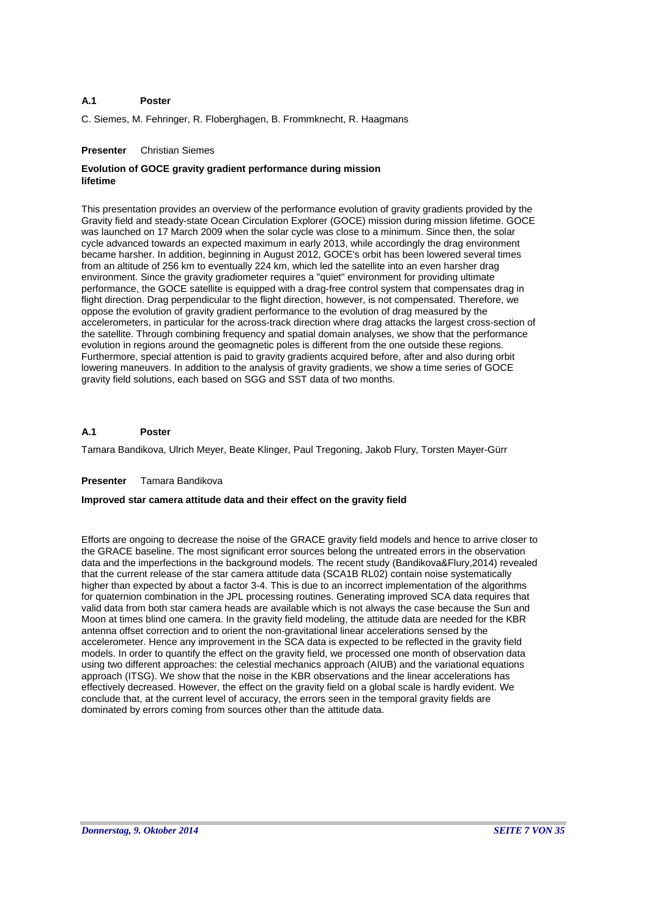**A.1 Poster**

C. Siemes, M. Fehringer, R. Floberghagen, B. Frommknecht, R. Haagmans

**Presenter** Christian Siemes

**Evolution of GOCE gravity gradient performance during mission lifetime**

This presentation provides an overview of the performance evolution of gravity gradients provided by the Gravity field and steady-state Ocean Circulation Explorer (GOCE) mission during mission lifetime. GOCE was launched on 17 March 2009 when the solar cycle was close to a minimum. Since then, the solar cycle advanced towards an expected maximum in early 2013, while accordingly the drag environment became harsher. In addition, beginning in August 2012, GOCE's orbit has been lowered several times from an altitude of 256 km to eventually 224 km, which led the satellite into an even harsher drag environment. Since the gravity gradiometer requires a "quiet" environment for providing ultimate performance, the GOCE satellite is equipped with a drag-free control system that compensates drag in flight direction. Drag perpendicular to the flight direction, however, is not compensated. Therefore, we oppose the evolution of gravity gradient performance to the evolution of drag measured by the accelerometers, in particular for the across-track direction where drag attacks the largest cross-section of the satellite. Through combining frequency and spatial domain analyses, we show that the performance evolution in regions around the geomagnetic poles is different from the one outside these regions. Furthermore, special attention is paid to gravity gradients acquired before, after and also during orbit lowering maneuvers. In addition to the analysis of gravity gradients, we show a time series of GOCE gravity field solutions, each based on SGG and SST data of two months.

**A.1 Poster**

Tamara Bandikova, Ulrich Meyer, Beate Klinger, Paul Tregoning, Jakob Flury, Torsten Mayer-Gürr

**Presenter** Tamara Bandikova

**Improved star camera attitude data and their effect on the gravity field**

Efforts are ongoing to decrease the noise of the GRACE gravity field models and hence to arrive closer to the GRACE baseline. The most significant error sources belong the untreated errors in the observation data and the imperfections in the background models. The recent study (Bandikova&Flury,2014) revealed that the current release of the star camera attitude data (SCA1B RL02) contain noise systematically higher than expected by about a factor 3-4. This is due to an incorrect implementation of the algorithms for quaternion combination in the JPL processing routines. Generating improved SCA data requires that valid data from both star camera heads are available which is not always the case because the Sun and Moon at times blind one camera. In the gravity field modeling, the attitude data are needed for the KBR antenna offset correction and to orient the non-gravitational linear accelerations sensed by the accelerometer. Hence any improvement in the SCA data is expected to be reflected in the gravity field models. In order to quantify the effect on the gravity field, we processed one month of observation data using two different approaches: the celestial mechanics approach (AIUB) and the variational equations approach (ITSG). We show that the noise in the KBR observations and the linear accelerations has effectively decreased. However, the effect on the gravity field on a global scale is hardly evident. We conclude that, at the current level of accuracy, the errors seen in the temporal gravity fields are dominated by errors coming from sources other than the attitude data.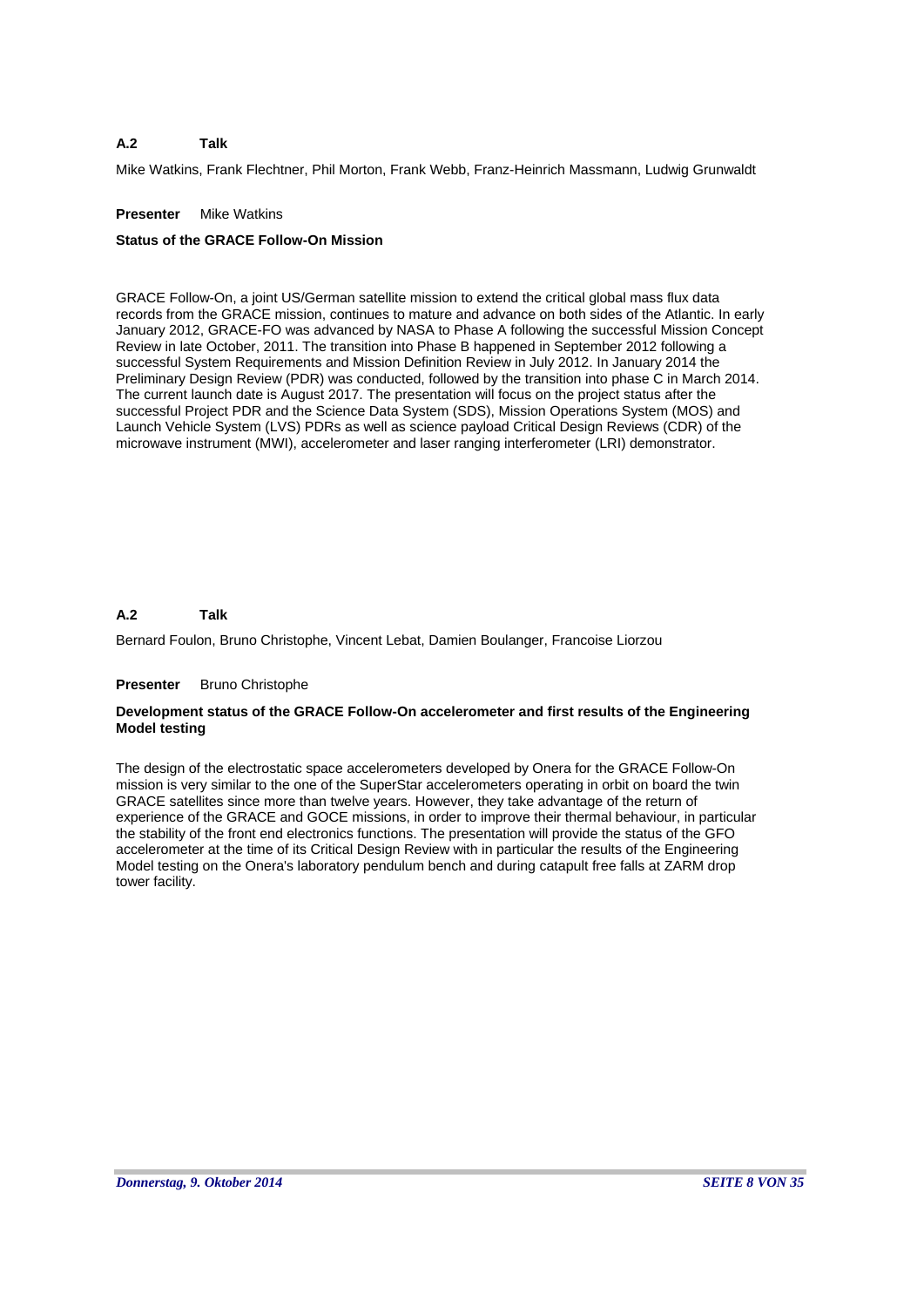**A.2 Talk**

Mike Watkins, Frank Flechtner, Phil Morton, Frank Webb, Franz-Heinrich Massmann, Ludwig Grunwaldt

**Presenter** Mike Watkins

**Status of the GRACE Follow-On Mission**

GRACE Follow-On, a joint US/German satellite mission to extend the critical global mass flux data records from the GRACE mission, continues to mature and advance on both sides of the Atlantic. In early January 2012, GRACE-FO was advanced by NASA to Phase A following the successful Mission Concept Review in late October, 2011. The transition into Phase B happened in September 2012 following a successful System Requirements and Mission Definition Review in July 2012. In January 2014 the Preliminary Design Review (PDR) was conducted, followed by the transition into phase C in March 2014. The current launch date is August 2017. The presentation will focus on the project status after the successful Project PDR and the Science Data System (SDS), Mission Operations System (MOS) and Launch Vehicle System (LVS) PDRs as well as science payload Critical Design Reviews (CDR) of the microwave instrument (MWI), accelerometer and laser ranging interferometer (LRI) demonstrator.

**A.2 Talk**

Bernard Foulon, Bruno Christophe, Vincent Lebat, Damien Boulanger, Francoise Liorzou

**Presenter** Bruno Christophe

**Development status of the GRACE Follow-On accelerometer and first results of the Engineering Model testing**

The design of the electrostatic space accelerometers developed by Onera for the GRACE Follow-On mission is very similar to the one of the SuperStar accelerometers operating in orbit on board the twin GRACE satellites since more than twelve years. However, they take advantage of the return of experience of the GRACE and GOCE missions, in order to improve their thermal behaviour, in particular the stability of the front end electronics functions. The presentation will provide the status of the GFO accelerometer at the time of its Critical Design Review with in particular the results of the Engineering Model testing on the Onera's laboratory pendulum bench and during catapult free falls at ZARM drop tower facility.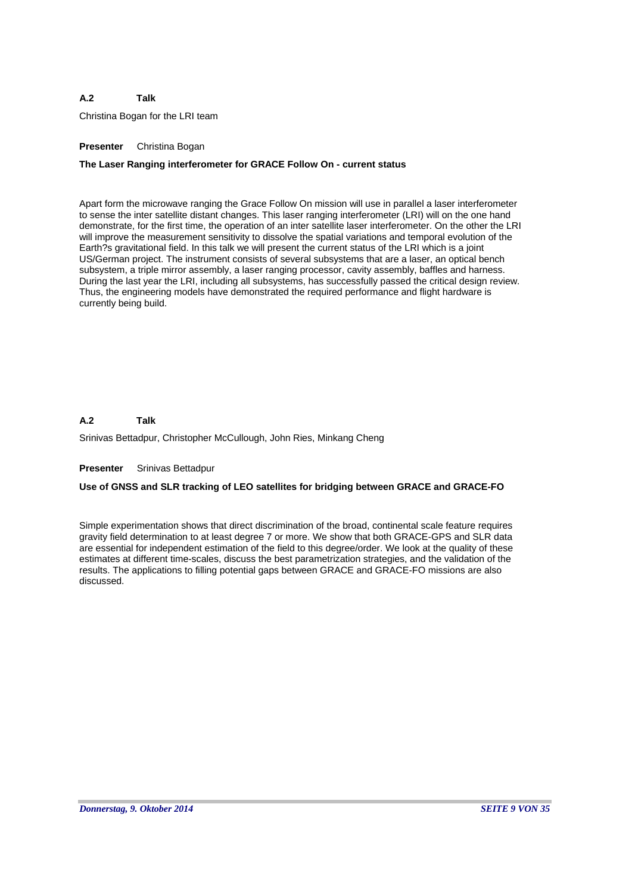**A.2 Talk**

Christina Bogan for the LRI team

**Presenter** Christina Bogan

**The Laser Ranging interferometer for GRACE Follow On - current status**

Apart form the microwave ranging the Grace Follow On mission will use in parallel a laser interferometer to sense the inter satellite distant changes. This laser ranging interferometer (LRI) will on the one hand demonstrate, for the first time, the operation of an inter satellite laser interferometer. On the other the LRI will improve the measurement sensitivity to dissolve the spatial variations and temporal evolution of the Earth?s gravitational field. In this talk we will present the current status of the LRI which is a joint US/German project. The instrument consists of several subsystems that are a laser, an optical bench subsystem, a triple mirror assembly, a laser ranging processor, cavity assembly, baffles and harness. During the last year the LRI, including all subsystems, has successfully passed the critical design review. Thus, the engineering models have demonstrated the required performance and flight hardware is currently being build.

**A.2 Talk**

Srinivas Bettadpur, Christopher McCullough, John Ries, Minkang Cheng

**Presenter** Srinivas Bettadpur

**Use of GNSS and SLR tracking of LEO satellites for bridging between GRACE and GRACE-FO**

Simple experimentation shows that direct discrimination of the broad, continental scale feature requires gravity field determination to at least degree 7 or more. We show that both GRACE-GPS and SLR data are essential for independent estimation of the field to this degree/order. We look at the quality of these estimates at different time-scales, discuss the best parametrization strategies, and the validation of the results. The applications to filling potential gaps between GRACE and GRACE-FO missions are also discussed.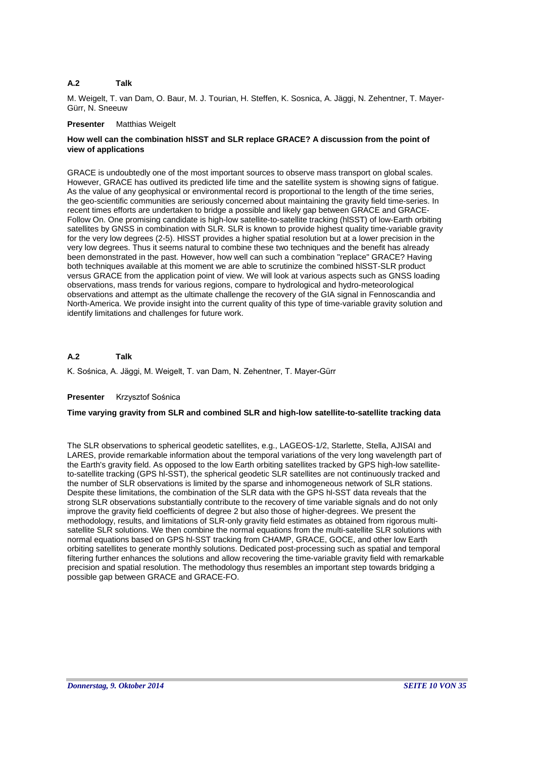**A.2 Talk**

M. Weigelt, T. van Dam, O. Baur, M. J. Tourian, H. Steffen, K. Sosnica, A. Jäggi, N. Zehentner, T. Mayer-Gürr, N. Sneeuw

**Presenter** Matthias Weigelt

**How well can the combination hlSST and SLR replace GRACE? A discussion from the point of view of applications**

GRACE is undoubtedly one of the most important sources to observe mass transport on global scales. However, GRACE has outlived its predicted life time and the satellite system is showing signs of fatigue. As the value of any geophysical or environmental record is proportional to the length of the time series, the geo-scientific communities are seriously concerned about maintaining the gravity field time-series. In recent times efforts are undertaken to bridge a possible and likely gap between GRACE and GRACE-Follow On. One promising candidate is high-low satellite-to-satellite tracking (hlSST) of low-Earth orbiting satellites by GNSS in combination with SLR. SLR is known to provide highest quality time-variable gravity for the very low degrees (2-5). HlSST provides a higher spatial resolution but at a lower precision in the very low degrees. Thus it seems natural to combine these two techniques and the benefit has already been demonstrated in the past. However, how well can such a combination "replace" GRACE? Having both techniques available at this moment we are able to scrutinize the combined hlSST-SLR product versus GRACE from the application point of view. We will look at various aspects such as GNSS loading observations, mass trends for various regions, compare to hydrological and hydro-meteorological observations and attempt as the ultimate challenge the recovery of the GIA signal in Fennoscandia and North-America. We provide insight into the current quality of this type of time-variable gravity solution and identify limitations and challenges for future work.

**A.2 Talk**

K. Sośnica, A. Jäggi, M. Weigelt, T. van Dam, N. Zehentner, T. Mayer-Gürr

**Presenter** Krzysztof Sośnica

**Time varying gravity from SLR and combined SLR and high-low satellite-to-satellite tracking data**

The SLR observations to spherical geodetic satellites, e.g., LAGEOS-1/2, Starlette, Stella, AJISAI and LARES, provide remarkable information about the temporal variations of the very long wavelength part of the Earth's gravity field. As opposed to the low Earth orbiting satellites tracked by GPS high-low satellite-to-satellite tracking (GPS hl-SST), the spherical geodetic SLR satellites are not continuously tracked and the number of SLR observations is limited by the sparse and inhomogeneous network of SLR stations. Despite these limitations, the combination of the SLR data with the GPS hl-SST data reveals that the strong SLR observations substantially contribute to the recovery of time variable signals and do not only improve the gravity field coefficients of degree 2 but also those of higher-degrees. We present the methodology, results, and limitations of SLR-only gravity field estimates as obtained from rigorous multi-satellite SLR solutions. We then combine the normal equations from the multi-satellite SLR solutions with normal equations based on GPS hl-SST tracking from CHAMP, GRACE, GOCE, and other low Earth orbiting satellites to generate monthly solutions. Dedicated post-processing such as spatial and temporal filtering further enhances the solutions and allow recovering the time-variable gravity field with remarkable precision and spatial resolution. The methodology thus resembles an important step towards bridging a possible gap between GRACE and GRACE-FO.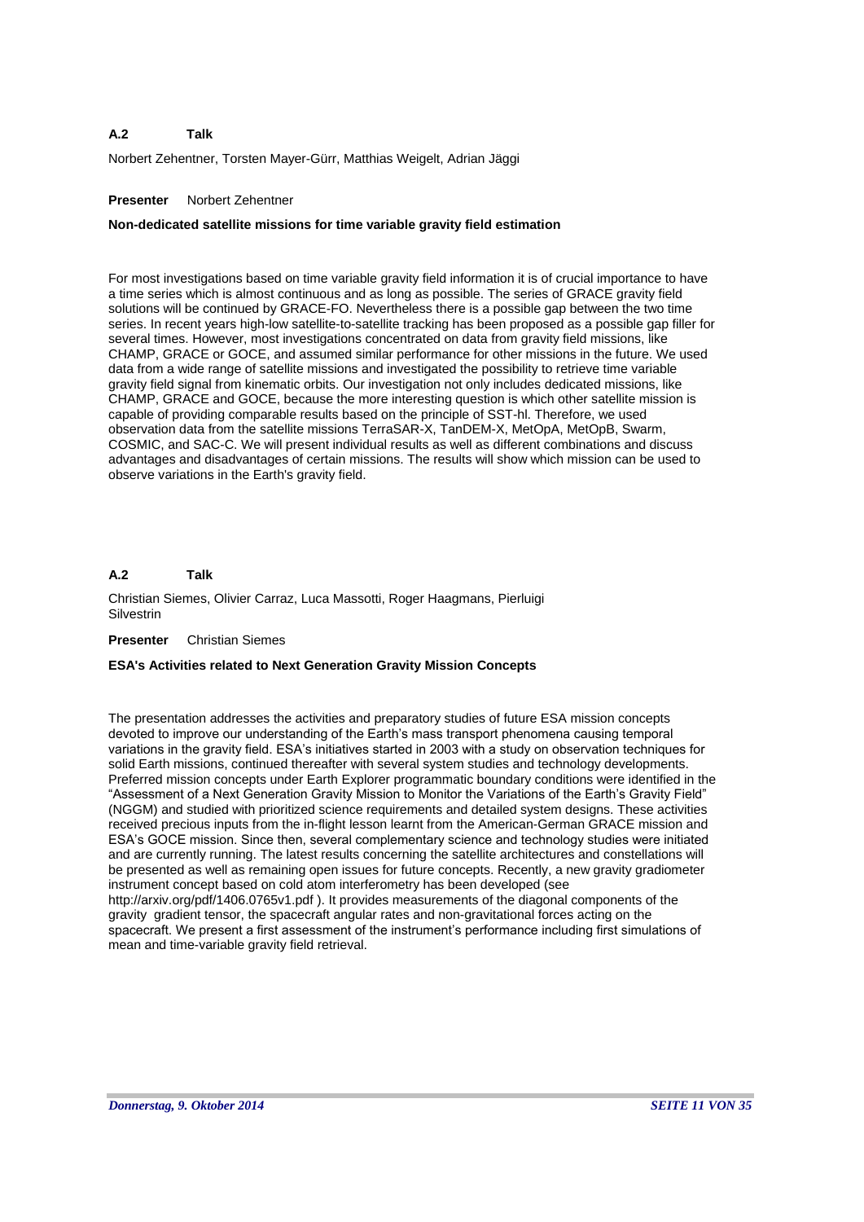**A.2 Talk**

Norbert Zehentner, Torsten Mayer-Gürr, Matthias Weigelt, Adrian Jäggi

**Presenter** Norbert Zehentner

**Non-dedicated satellite missions for time variable gravity field estimation**

For most investigations based on time variable gravity field information it is of crucial importance to have a time series which is almost continuous and as long as possible. The series of GRACE gravity field solutions will be continued by GRACE-FO. Nevertheless there is a possible gap between the two time series. In recent years high-low satellite-to-satellite tracking has been proposed as a possible gap filler for several times. However, most investigations concentrated on data from gravity field missions, like CHAMP, GRACE or GOCE, and assumed similar performance for other missions in the future. We used data from a wide range of satellite missions and investigated the possibility to retrieve time variable gravity field signal from kinematic orbits. Our investigation not only includes dedicated missions, like CHAMP, GRACE and GOCE, because the more interesting question is which other satellite mission is capable of providing comparable results based on the principle of SST-hl. Therefore, we used observation data from the satellite missions TerraSAR-X, TanDEM-X, MetOpA, MetOpB, Swarm, COSMIC, and SAC-C. We will present individual results as well as different combinations and discuss advantages and disadvantages of certain missions. The results will show which mission can be used to observe variations in the Earth's gravity field.

**A.2 Talk**

Christian Siemes, Olivier Carraz, Luca Massotti, Roger Haagmans, Pierluigi Silvestrin

**Presenter** Christian Siemes

**ESA's Activities related to Next Generation Gravity Mission Concepts**

The presentation addresses the activities and preparatory studies of future ESA mission concepts devoted to improve our understanding of the Earth's mass transport phenomena causing temporal variations in the gravity field. ESA's initiatives started in 2003 with a study on observation techniques for solid Earth missions, continued thereafter with several system studies and technology developments. Preferred mission concepts under Earth Explorer programmatic boundary conditions were identified in the "Assessment of a Next Generation Gravity Mission to Monitor the Variations of the Earth's Gravity Field" (NGGM) and studied with prioritized science requirements and detailed system designs. These activities received precious inputs from the in-flight lesson learnt from the American-German GRACE mission and ESA's GOCE mission. Since then, several complementary science and technology studies were initiated and are currently running. The latest results concerning the satellite architectures and constellations will be presented as well as remaining open issues for future concepts. Recently, a new gravity gradiometer instrument concept based on cold atom interferometry has been developed (see http://arxiv.org/pdf/1406.0765v1.pdf ). It provides measurements of the diagonal components of the gravity gradient tensor, the spacecraft angular rates and non-gravitational forces acting on the spacecraft. We present a first assessment of the instrument's performance including first simulations of mean and time-variable gravity field retrieval.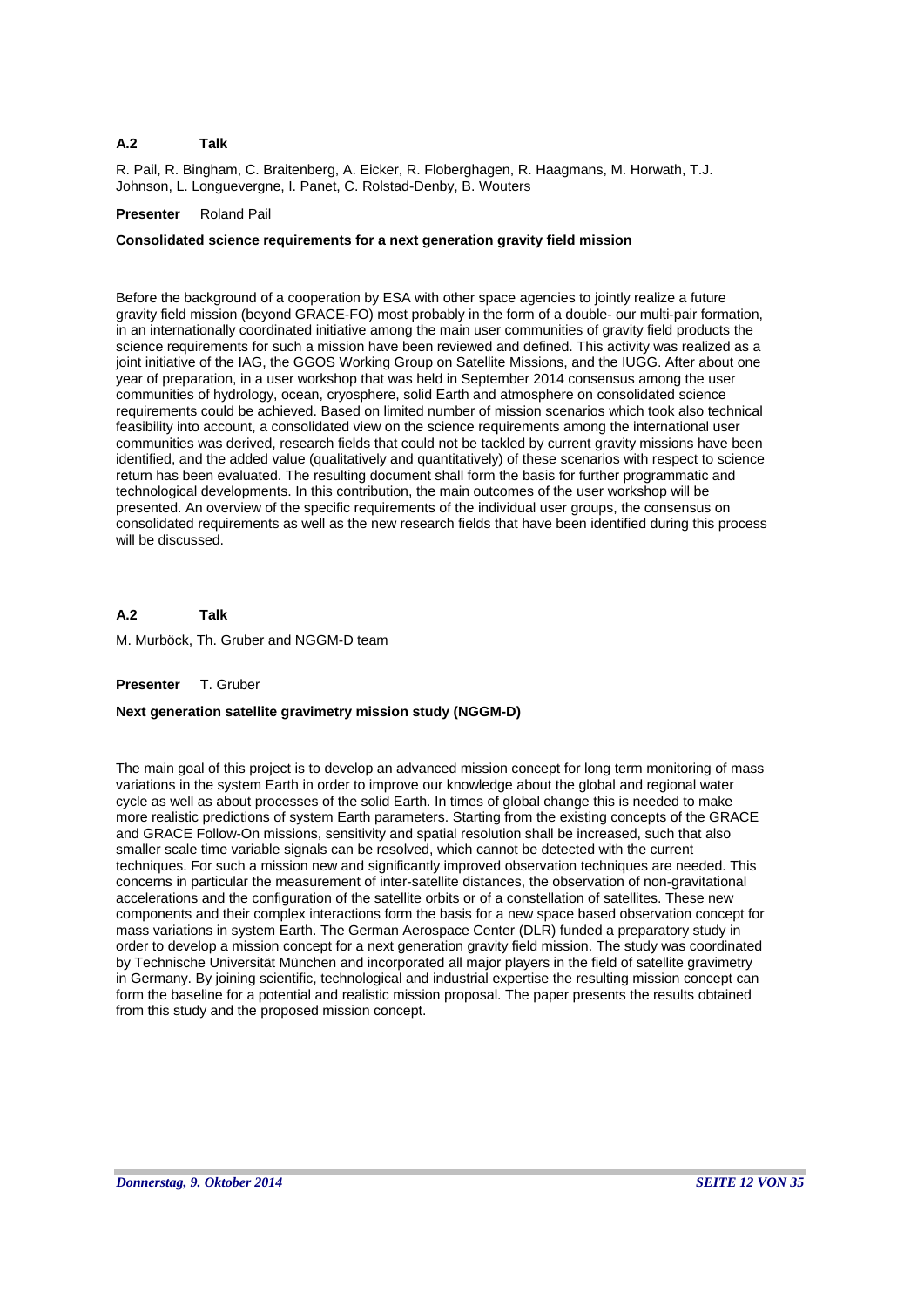**A.2 Talk**

R. Pail, R. Bingham, C. Braitenberg, A. Eicker, R. Floberghagen, R. Haagmans, M. Horwath, T.J. Johnson, L. Longuevergne, I. Panet, C. Rolstad-Denby, B. Wouters

**Presenter** Roland Pail

**Consolidated science requirements for a next generation gravity field mission**

Before the background of a cooperation by ESA with other space agencies to jointly realize a future gravity field mission (beyond GRACE-FO) most probably in the form of a double- our multi-pair formation, in an internationally coordinated initiative among the main user communities of gravity field products the science requirements for such a mission have been reviewed and defined. This activity was realized as a joint initiative of the IAG, the GGOS Working Group on Satellite Missions, and the IUGG. After about one year of preparation, in a user workshop that was held in September 2014 consensus among the user communities of hydrology, ocean, cryosphere, solid Earth and atmosphere on consolidated science requirements could be achieved. Based on limited number of mission scenarios which took also technical feasibility into account, a consolidated view on the science requirements among the international user communities was derived, research fields that could not be tackled by current gravity missions have been identified, and the added value (qualitatively and quantitatively) of these scenarios with respect to science return has been evaluated. The resulting document shall form the basis for further programmatic and technological developments. In this contribution, the main outcomes of the user workshop will be presented. An overview of the specific requirements of the individual user groups, the consensus on consolidated requirements as well as the new research fields that have been identified during this process will be discussed.

**A.2 Talk**

M. Murböck, Th. Gruber and NGGM-D team

**Presenter** T. Gruber

**Next generation satellite gravimetry mission study (NGGM-D)**

The main goal of this project is to develop an advanced mission concept for long term monitoring of mass variations in the system Earth in order to improve our knowledge about the global and regional water cycle as well as about processes of the solid Earth. In times of global change this is needed to make more realistic predictions of system Earth parameters. Starting from the existing concepts of the GRACE and GRACE Follow-On missions, sensitivity and spatial resolution shall be increased, such that also smaller scale time variable signals can be resolved, which cannot be detected with the current techniques. For such a mission new and significantly improved observation techniques are needed. This concerns in particular the measurement of inter-satellite distances, the observation of non-gravitational accelerations and the configuration of the satellite orbits or of a constellation of satellites. These new components and their complex interactions form the basis for a new space based observation concept for mass variations in system Earth. The German Aerospace Center (DLR) funded a preparatory study in order to develop a mission concept for a next generation gravity field mission. The study was coordinated by Technische Universität München and incorporated all major players in the field of satellite gravimetry in Germany. By joining scientific, technological and industrial expertise the resulting mission concept can form the baseline for a potential and realistic mission proposal. The paper presents the results obtained from this study and the proposed mission concept.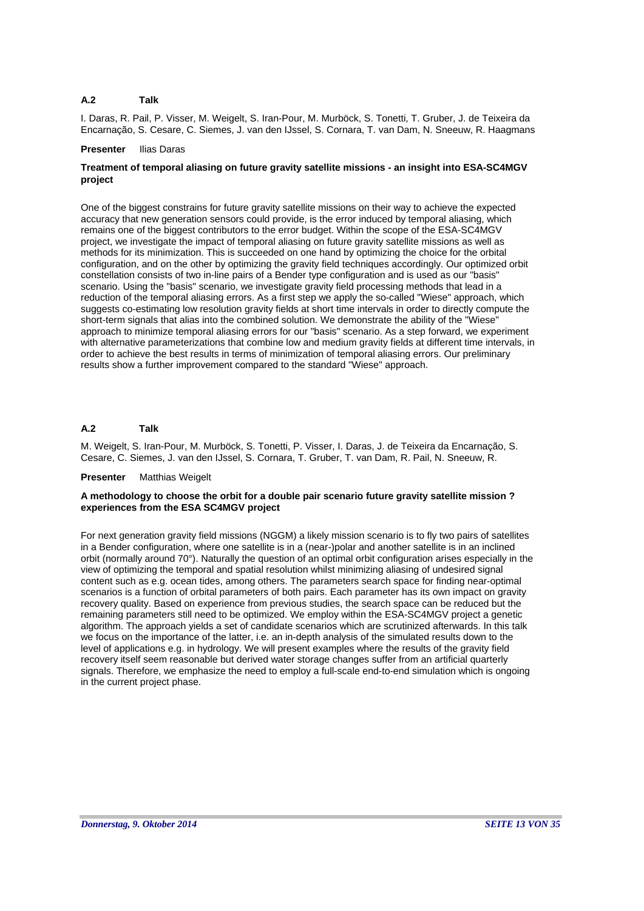**A.2 Talk**

I. Daras, R. Pail, P. Visser, M. Weigelt, S. Iran-Pour, M. Murböck, S. Tonetti, T. Gruber, J. de Teixeira da Encarnação, S. Cesare, C. Siemes, J. van den IJssel, S. Cornara, T. van Dam, N. Sneeuw, R. Haagmans

**Presenter** Ilias Daras

**Treatment of temporal aliasing on future gravity satellite missions - an insight into ESA-SC4MGV project**

One of the biggest constrains for future gravity satellite missions on their way to achieve the expected accuracy that new generation sensors could provide, is the error induced by temporal aliasing, which remains one of the biggest contributors to the error budget. Within the scope of the ESA-SC4MGV project, we investigate the impact of temporal aliasing on future gravity satellite missions as well as methods for its minimization. This is succeeded on one hand by optimizing the choice for the orbital configuration, and on the other by optimizing the gravity field techniques accordingly. Our optimized orbit constellation consists of two in-line pairs of a Bender type configuration and is used as our "basis" scenario. Using the "basis" scenario, we investigate gravity field processing methods that lead in a reduction of the temporal aliasing errors. As a first step we apply the so-called "Wiese" approach, which suggests co-estimating low resolution gravity fields at short time intervals in order to directly compute the short-term signals that alias into the combined solution. We demonstrate the ability of the "Wiese" approach to minimize temporal aliasing errors for our "basis" scenario. As a step forward, we experiment with alternative parameterizations that combine low and medium gravity fields at different time intervals, in order to achieve the best results in terms of minimization of temporal aliasing errors. Our preliminary results show a further improvement compared to the standard "Wiese" approach.

**A.2 Talk**

M. Weigelt, S. Iran-Pour, M. Murböck, S. Tonetti, P. Visser, I. Daras, J. de Teixeira da Encarnação, S. Cesare, C. Siemes, J. van den IJssel, S. Cornara, T. Gruber, T. van Dam, R. Pail, N. Sneeuw, R.

**Presenter** Matthias Weigelt

**A methodology to choose the orbit for a double pair scenario future gravity satellite mission ? experiences from the ESA SC4MGV project**

For next generation gravity field missions (NGGM) a likely mission scenario is to fly two pairs of satellites in a Bender configuration, where one satellite is in a (near-)polar and another satellite is in an inclined orbit (normally around 70°). Naturally the question of an optimal orbit configuration arises especially in the view of optimizing the temporal and spatial resolution whilst minimizing aliasing of undesired signal content such as e.g. ocean tides, among others. The parameters search space for finding near-optimal scenarios is a function of orbital parameters of both pairs. Each parameter has its own impact on gravity recovery quality. Based on experience from previous studies, the search space can be reduced but the remaining parameters still need to be optimized. We employ within the ESA-SC4MGV project a genetic algorithm. The approach yields a set of candidate scenarios which are scrutinized afterwards. In this talk we focus on the importance of the latter, i.e. an in-depth analysis of the simulated results down to the level of applications e.g. in hydrology. We will present examples where the results of the gravity field recovery itself seem reasonable but derived water storage changes suffer from an artificial quarterly signals. Therefore, we emphasize the need to employ a full-scale end-to-end simulation which is ongoing in the current project phase.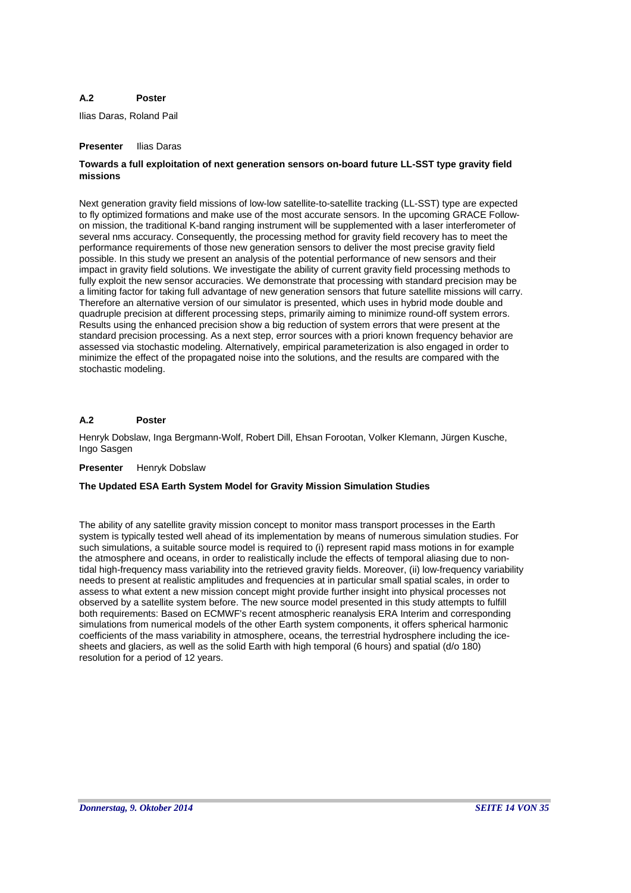**A.2 Poster**

Ilias Daras, Roland Pail

**Presenter** Ilias Daras

**Towards a full exploitation of next generation sensors on-board future LL-SST type gravity field missions**

Next generation gravity field missions of low-low satellite-to-satellite tracking (LL-SST) type are expected to fly optimized formations and make use of the most accurate sensors. In the upcoming GRACE Follow-on mission, the traditional K-band ranging instrument will be supplemented with a laser interferometer of several nms accuracy. Consequently, the processing method for gravity field recovery has to meet the performance requirements of those new generation sensors to deliver the most precise gravity field possible. In this study we present an analysis of the potential performance of new sensors and their impact in gravity field solutions. We investigate the ability of current gravity field processing methods to fully exploit the new sensor accuracies. We demonstrate that processing with standard precision may be a limiting factor for taking full advantage of new generation sensors that future satellite missions will carry. Therefore an alternative version of our simulator is presented, which uses in hybrid mode double and quadruple precision at different processing steps, primarily aiming to minimize round-off system errors. Results using the enhanced precision show a big reduction of system errors that were present at the standard precision processing. As a next step, error sources with a priori known frequency behavior are assessed via stochastic modeling. Alternatively, empirical parameterization is also engaged in order to minimize the effect of the propagated noise into the solutions, and the results are compared with the stochastic modeling.

**A.2 Poster**

Henryk Dobslaw, Inga Bergmann-Wolf, Robert Dill, Ehsan Forootan, Volker Klemann, Jürgen Kusche, Ingo Sasgen

**Presenter** Henryk Dobslaw

**The Updated ESA Earth System Model for Gravity Mission Simulation Studies**

The ability of any satellite gravity mission concept to monitor mass transport processes in the Earth system is typically tested well ahead of its implementation by means of numerous simulation studies. For such simulations, a suitable source model is required to (i) represent rapid mass motions in for example the atmosphere and oceans, in order to realistically include the effects of temporal aliasing due to non-tidal high-frequency mass variability into the retrieved gravity fields. Moreover, (ii) low-frequency variability needs to present at realistic amplitudes and frequencies at in particular small spatial scales, in order to assess to what extent a new mission concept might provide further insight into physical processes not observed by a satellite system before. The new source model presented in this study attempts to fulfill both requirements: Based on ECMWF's recent atmospheric reanalysis ERA Interim and corresponding simulations from numerical models of the other Earth system components, it offers spherical harmonic coefficients of the mass variability in atmosphere, oceans, the terrestrial hydrosphere including the ice-sheets and glaciers, as well as the solid Earth with high temporal (6 hours) and spatial (d/o 180) resolution for a period of 12 years.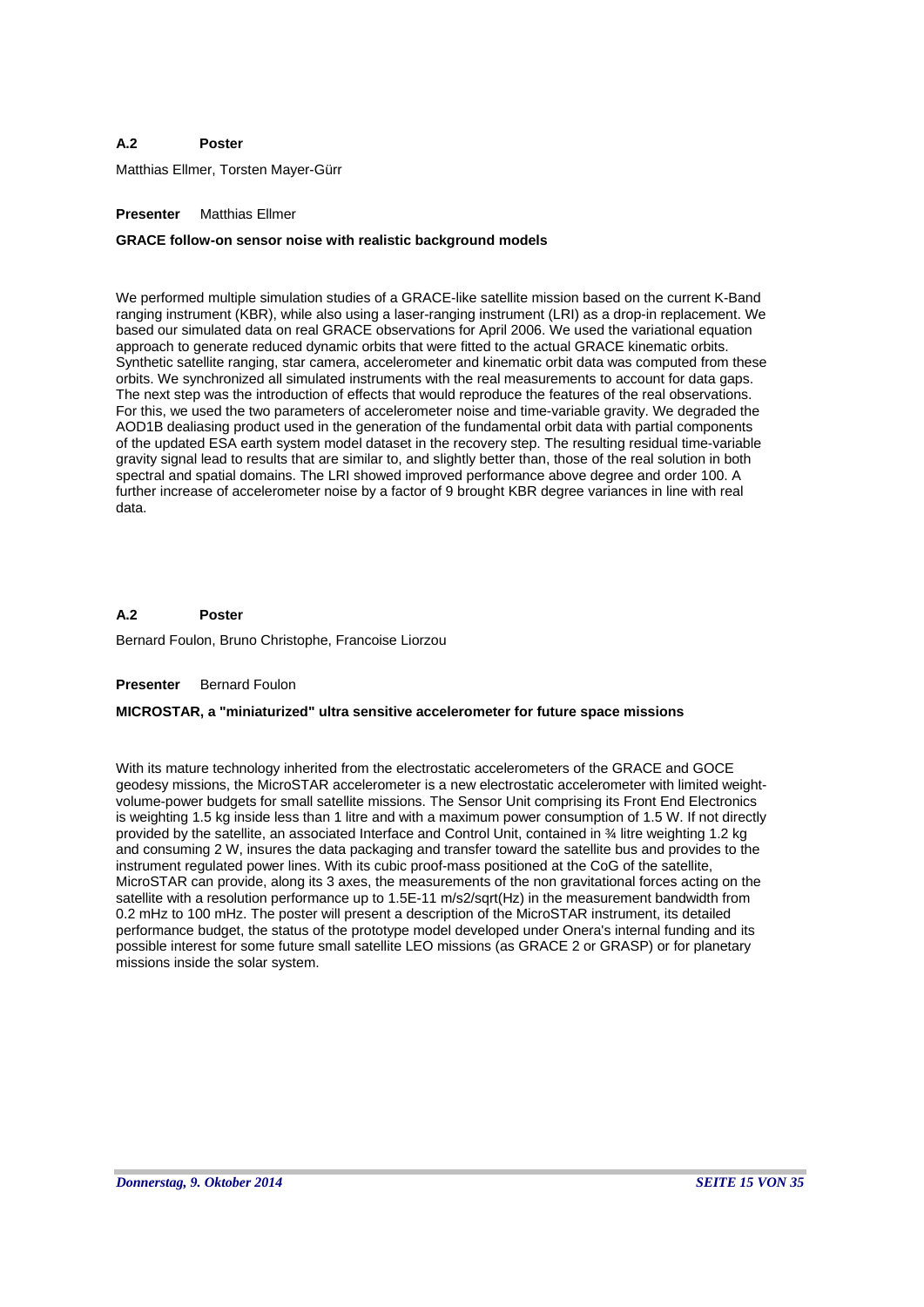**A.2 Poster**

Matthias Ellmer, Torsten Mayer-Gürr

**Presenter** Matthias Ellmer

**GRACE follow-on sensor noise with realistic background models**

We performed multiple simulation studies of a GRACE-like satellite mission based on the current K-Band ranging instrument (KBR), while also using a laser-ranging instrument (LRI) as a drop-in replacement. We based our simulated data on real GRACE observations for April 2006. We used the variational equation approach to generate reduced dynamic orbits that were fitted to the actual GRACE kinematic orbits. Synthetic satellite ranging, star camera, accelerometer and kinematic orbit data was computed from these orbits. We synchronized all simulated instruments with the real measurements to account for data gaps. The next step was the introduction of effects that would reproduce the features of the real observations. For this, we used the two parameters of accelerometer noise and time-variable gravity. We degraded the AOD1B dealiasing product used in the generation of the fundamental orbit data with partial components of the updated ESA earth system model dataset in the recovery step. The resulting residual time-variable gravity signal lead to results that are similar to, and slightly better than, those of the real solution in both spectral and spatial domains. The LRI showed improved performance above degree and order 100. A further increase of accelerometer noise by a factor of 9 brought KBR degree variances in line with real data.

**A.2 Poster**

Bernard Foulon, Bruno Christophe, Francoise Liorzou

**Presenter** Bernard Foulon

**MICROSTAR, a "miniaturized" ultra sensitive accelerometer for future space missions**

With its mature technology inherited from the electrostatic accelerometers of the GRACE and GOCE geodesy missions, the MicroSTAR accelerometer is a new electrostatic accelerometer with limited weight-volume-power budgets for small satellite missions. The Sensor Unit comprising its Front End Electronics is weighting 1.5 kg inside less than 1 litre and with a maximum power consumption of 1.5 W. If not directly provided by the satellite, an associated Interface and Control Unit, contained in ¾ litre weighting 1.2 kg and consuming 2 W, insures the data packaging and transfer toward the satellite bus and provides to the instrument regulated power lines. With its cubic proof-mass positioned at the CoG of the satellite, MicroSTAR can provide, along its 3 axes, the measurements of the non gravitational forces acting on the satellite with a resolution performance up to 1.5E-11 m/s2/sqrt(Hz) in the measurement bandwidth from 0.2 mHz to 100 mHz. The poster will present a description of the MicroSTAR instrument, its detailed performance budget, the status of the prototype model developed under Onera's internal funding and its possible interest for some future small satellite LEO missions (as GRACE 2 or GRASP) or for planetary missions inside the solar system.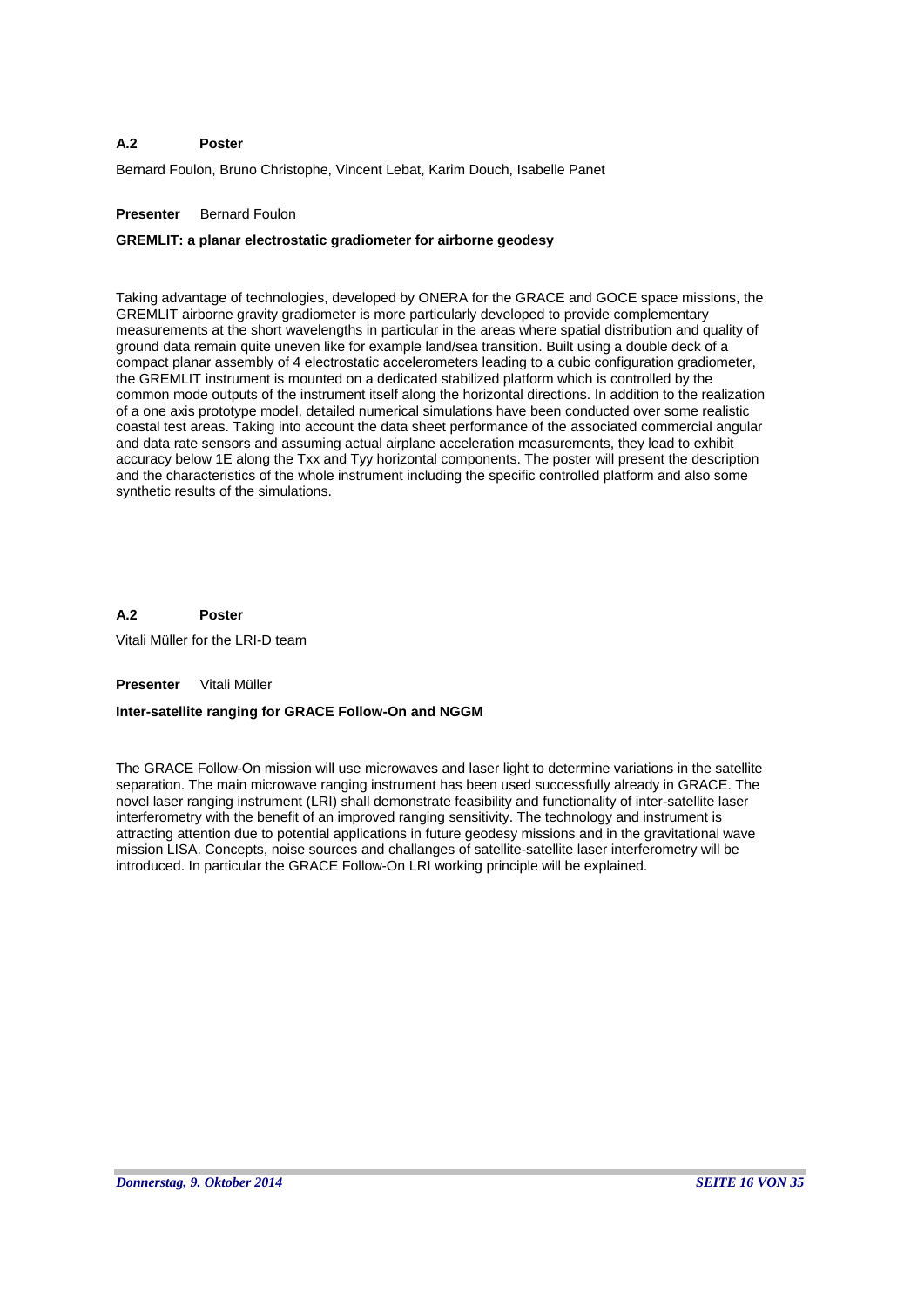**A.2 Poster**

Bernard Foulon, Bruno Christophe, Vincent Lebat, Karim Douch, Isabelle Panet

**Presenter** Bernard Foulon

**GREMLIT: a planar electrostatic gradiometer for airborne geodesy**

Taking advantage of technologies, developed by ONERA for the GRACE and GOCE space missions, the GREMLIT airborne gravity gradiometer is more particularly developed to provide complementary measurements at the short wavelengths in particular in the areas where spatial distribution and quality of ground data remain quite uneven like for example land/sea transition. Built using a double deck of a compact planar assembly of 4 electrostatic accelerometers leading to a cubic configuration gradiometer, the GREMLIT instrument is mounted on a dedicated stabilized platform which is controlled by the common mode outputs of the instrument itself along the horizontal directions. In addition to the realization of a one axis prototype model, detailed numerical simulations have been conducted over some realistic coastal test areas. Taking into account the data sheet performance of the associated commercial angular and data rate sensors and assuming actual airplane acceleration measurements, they lead to exhibit accuracy below 1E along the Txx and Tyy horizontal components. The poster will present the description and the characteristics of the whole instrument including the specific controlled platform and also some synthetic results of the simulations.

**A.2 Poster**

Vitali Müller for the LRI-D team

**Presenter** Vitali Müller

**Inter-satellite ranging for GRACE Follow-On and NGGM**

The GRACE Follow-On mission will use microwaves and laser light to determine variations in the satellite separation. The main microwave ranging instrument has been used successfully already in GRACE. The novel laser ranging instrument (LRI) shall demonstrate feasibility and functionality of inter-satellite laser interferometry with the benefit of an improved ranging sensitivity. The technology and instrument is attracting attention due to potential applications in future geodesy missions and in the gravitational wave mission LISA. Concepts, noise sources and challanges of satellite-satellite laser interferometry will be introduced. In particular the GRACE Follow-On LRI working principle will be explained.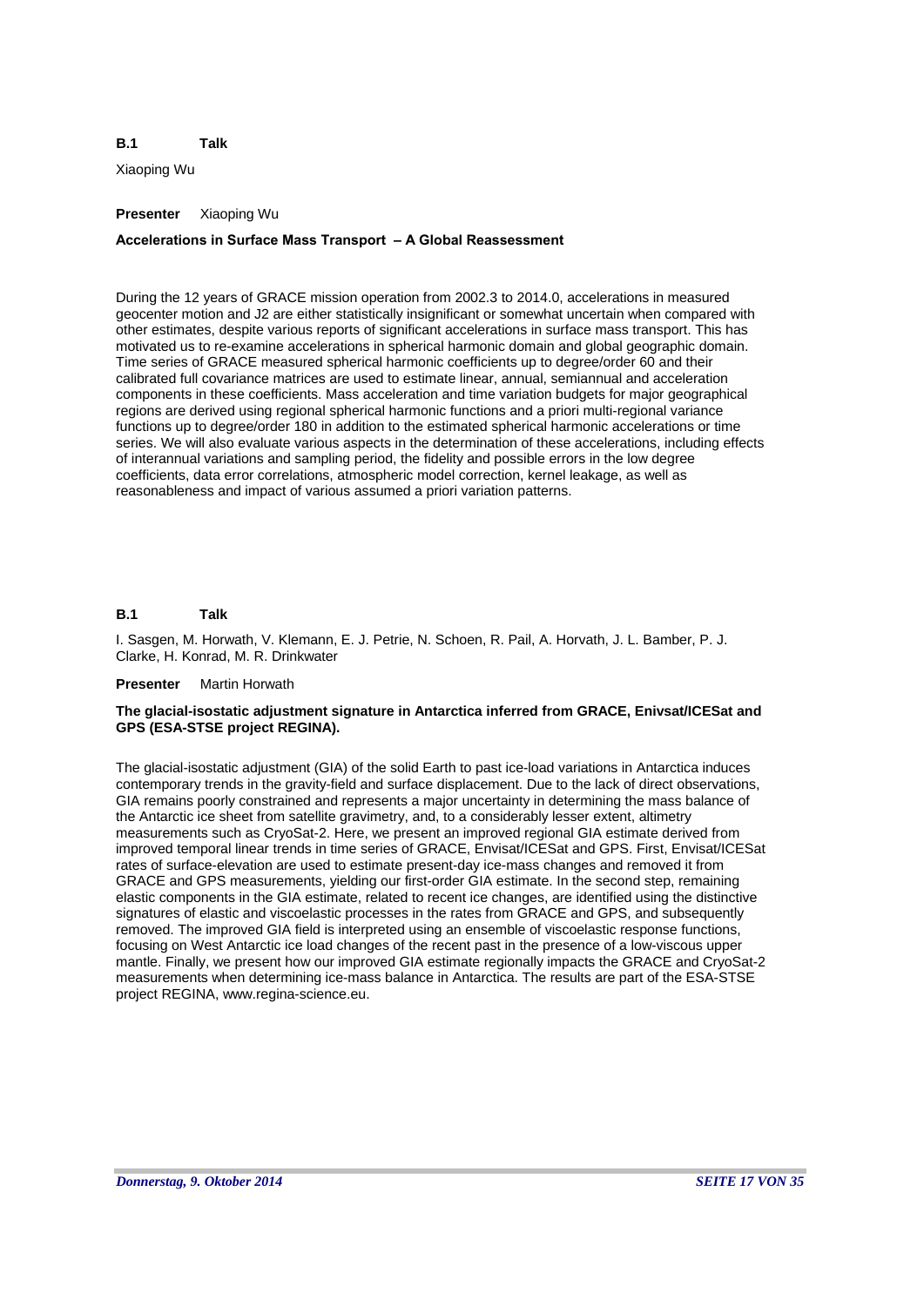**B.1 Talk**

Xiaoping Wu

**Presenter** Xiaoping Wu

**Accelerations in Surface Mass Transport – A Global Reassessment**

During the 12 years of GRACE mission operation from 2002.3 to 2014.0, accelerations in measured geocenter motion and J2 are either statistically insignificant or somewhat uncertain when compared with other estimates, despite various reports of significant accelerations in surface mass transport. This has motivated us to re-examine accelerations in spherical harmonic domain and global geographic domain. Time series of GRACE measured spherical harmonic coefficients up to degree/order 60 and their calibrated full covariance matrices are used to estimate linear, annual, semiannual and acceleration components in these coefficients. Mass acceleration and time variation budgets for major geographical regions are derived using regional spherical harmonic functions and a priori multi-regional variance functions up to degree/order 180 in addition to the estimated spherical harmonic accelerations or time series. We will also evaluate various aspects in the determination of these accelerations, including effects of interannual variations and sampling period, the fidelity and possible errors in the low degree coefficients, data error correlations, atmospheric model correction, kernel leakage, as well as reasonableness and impact of various assumed a priori variation patterns.

**B.1 Talk**

I. Sasgen, M. Horwath, V. Klemann, E. J. Petrie, N. Schoen, R. Pail, A. Horvath, J. L. Bamber, P. J. Clarke, H. Konrad, M. R. Drinkwater

**Presenter** Martin Horwath

**The glacial-isostatic adjustment signature in Antarctica inferred from GRACE, Enivsat/ICESat and GPS (ESA-STSE project REGINA).**

The glacial-isostatic adjustment (GIA) of the solid Earth to past ice-load variations in Antarctica induces contemporary trends in the gravity-field and surface displacement. Due to the lack of direct observations, GIA remains poorly constrained and represents a major uncertainty in determining the mass balance of the Antarctic ice sheet from satellite gravimetry, and, to a considerably lesser extent, altimetry measurements such as CryoSat-2. Here, we present an improved regional GIA estimate derived from improved temporal linear trends in time series of GRACE, Envisat/ICESat and GPS. First, Envisat/ICESat rates of surface-elevation are used to estimate present-day ice-mass changes and removed it from GRACE and GPS measurements, yielding our first-order GIA estimate. In the second step, remaining elastic components in the GIA estimate, related to recent ice changes, are identified using the distinctive signatures of elastic and viscoelastic processes in the rates from GRACE and GPS, and subsequently removed. The improved GIA field is interpreted using an ensemble of viscoelastic response functions, focusing on West Antarctic ice load changes of the recent past in the presence of a low-viscous upper mantle. Finally, we present how our improved GIA estimate regionally impacts the GRACE and CryoSat-2 measurements when determining ice-mass balance in Antarctica. The results are part of the ESA-STSE project REGINA, www.regina-science.eu.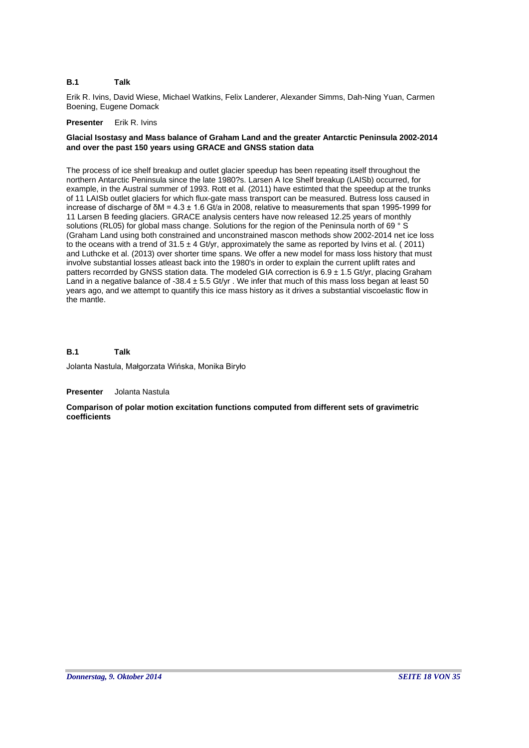**B.1 Talk**

Erik R. Ivins, David Wiese, Michael Watkins, Felix Landerer, Alexander Simms, Dah-Ning Yuan, Carmen Boening, Eugene Domack

**Presenter** Erik R. Ivins

**Glacial Isostasy and Mass balance of Graham Land and the greater Antarctic Peninsula 2002-2014 and over the past 150 years using GRACE and GNSS station data**

The process of ice shelf breakup and outlet glacier speedup has been repeating itself throughout the northern Antarctic Peninsula since the late 1980?s. Larsen A Ice Shelf breakup (LAISb) occurred, for example, in the Austral summer of 1993. Rott et al. (2011) have estimted that the speedup at the trunks of 11 LAISb outlet glaciers for which flux-gate mass transport can be measured. Butress loss caused in increase of discharge of $\delta M = 4.3 \pm 1.6$ Gt/a in 2008, relative to measurements that span 1995-1999 for 11 Larsen B feeding glaciers. GRACE analysis centers have now released 12.25 years of monthly solutions (RL05) for global mass change. Solutions for the region of the Peninsula north of 69 ° S (Graham Land using both constrained and unconstrained mascon methods show 2002-2014 net ice loss to the oceans with a trend of $31.5 \pm 4$ Gt/yr, approximately the same as reported by Ivins et al. ( 2011) and Luthcke et al. (2013) over shorter time spans. We offer a new model for mass loss history that must involve substantial losses atleast back into the 1980's in order to explain the current uplift rates and patters recorrded by GNSS station data. The modeled GIA correction is $6.9 \pm 1.5$ Gt/yr, placing Graham Land in a negative balance of $-38.4 \pm 5.5$ Gt/yr . We infer that much of this mass loss began at least 50 years ago, and we attempt to quantify this ice mass history as it drives a substantial viscoelastic flow in the mantle.

**B.1 Talk**

Jolanta Nastula, Małgorzata Wińska, Monika Biryło

**Presenter** Jolanta Nastula

**Comparison of polar motion excitation functions computed from different sets of gravimetric coefficients**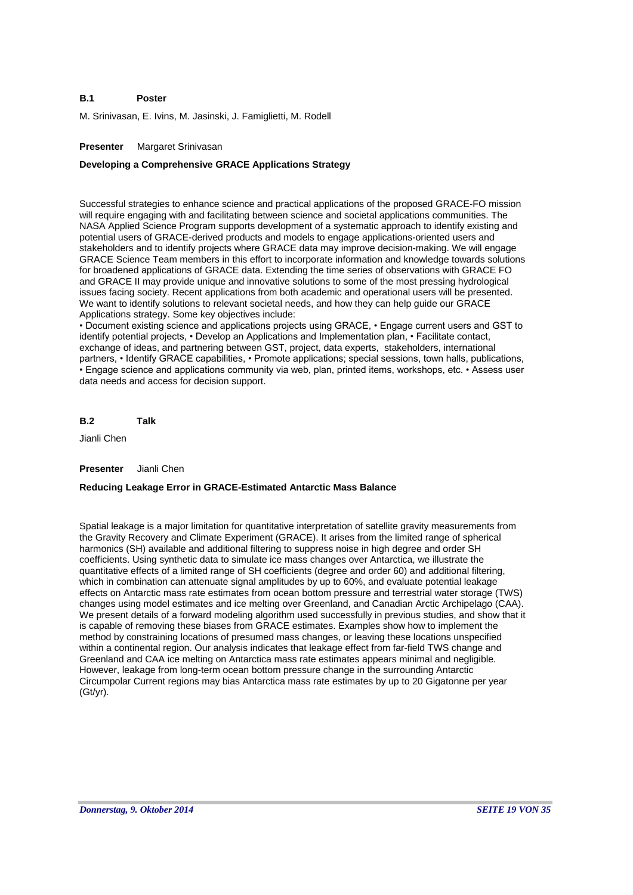**B.1 Poster**

M. Srinivasan, E. Ivins, M. Jasinski, J. Famiglietti, M. Rodell

**Presenter** Margaret Srinivasan

**Developing a Comprehensive GRACE Applications Strategy**

Successful strategies to enhance science and practical applications of the proposed GRACE-FO mission will require engaging with and facilitating between science and societal applications communities. The NASA Applied Science Program supports development of a systematic approach to identify existing and potential users of GRACE-derived products and models to engage applications-oriented users and stakeholders and to identify projects where GRACE data may improve decision-making. We will engage GRACE Science Team members in this effort to incorporate information and knowledge towards solutions for broadened applications of GRACE data. Extending the time series of observations with GRACE FO and GRACE II may provide unique and innovative solutions to some of the most pressing hydrological issues facing society. Recent applications from both academic and operational users will be presented. We want to identify solutions to relevant societal needs, and how they can help guide our GRACE Applications strategy. Some key objectives include:
• Document existing science and applications projects using GRACE, • Engage current users and GST to identify potential projects, • Develop an Applications and Implementation plan, • Facilitate contact, exchange of ideas, and partnering between GST, project, data experts, stakeholders, international partners, • Identify GRACE capabilities, • Promote applications; special sessions, town halls, publications, • Engage science and applications community via web, plan, printed items, workshops, etc. • Assess user data needs and access for decision support.

**B.2 Talk**

Jianli Chen

**Presenter** Jianli Chen

**Reducing Leakage Error in GRACE-Estimated Antarctic Mass Balance**

Spatial leakage is a major limitation for quantitative interpretation of satellite gravity measurements from the Gravity Recovery and Climate Experiment (GRACE). It arises from the limited range of spherical harmonics (SH) available and additional filtering to suppress noise in high degree and order SH coefficients. Using synthetic data to simulate ice mass changes over Antarctica, we illustrate the quantitative effects of a limited range of SH coefficients (degree and order 60) and additional filtering, which in combination can attenuate signal amplitudes by up to 60%, and evaluate potential leakage effects on Antarctic mass rate estimates from ocean bottom pressure and terrestrial water storage (TWS) changes using model estimates and ice melting over Greenland, and Canadian Arctic Archipelago (CAA). We present details of a forward modeling algorithm used successfully in previous studies, and show that it is capable of removing these biases from GRACE estimates. Examples show how to implement the method by constraining locations of presumed mass changes, or leaving these locations unspecified within a continental region. Our analysis indicates that leakage effect from far-field TWS change and Greenland and CAA ice melting on Antarctica mass rate estimates appears minimal and negligible. However, leakage from long-term ocean bottom pressure change in the surrounding Antarctic Circumpolar Current regions may bias Antarctica mass rate estimates by up to 20 Gigatonne per year (Gt/yr).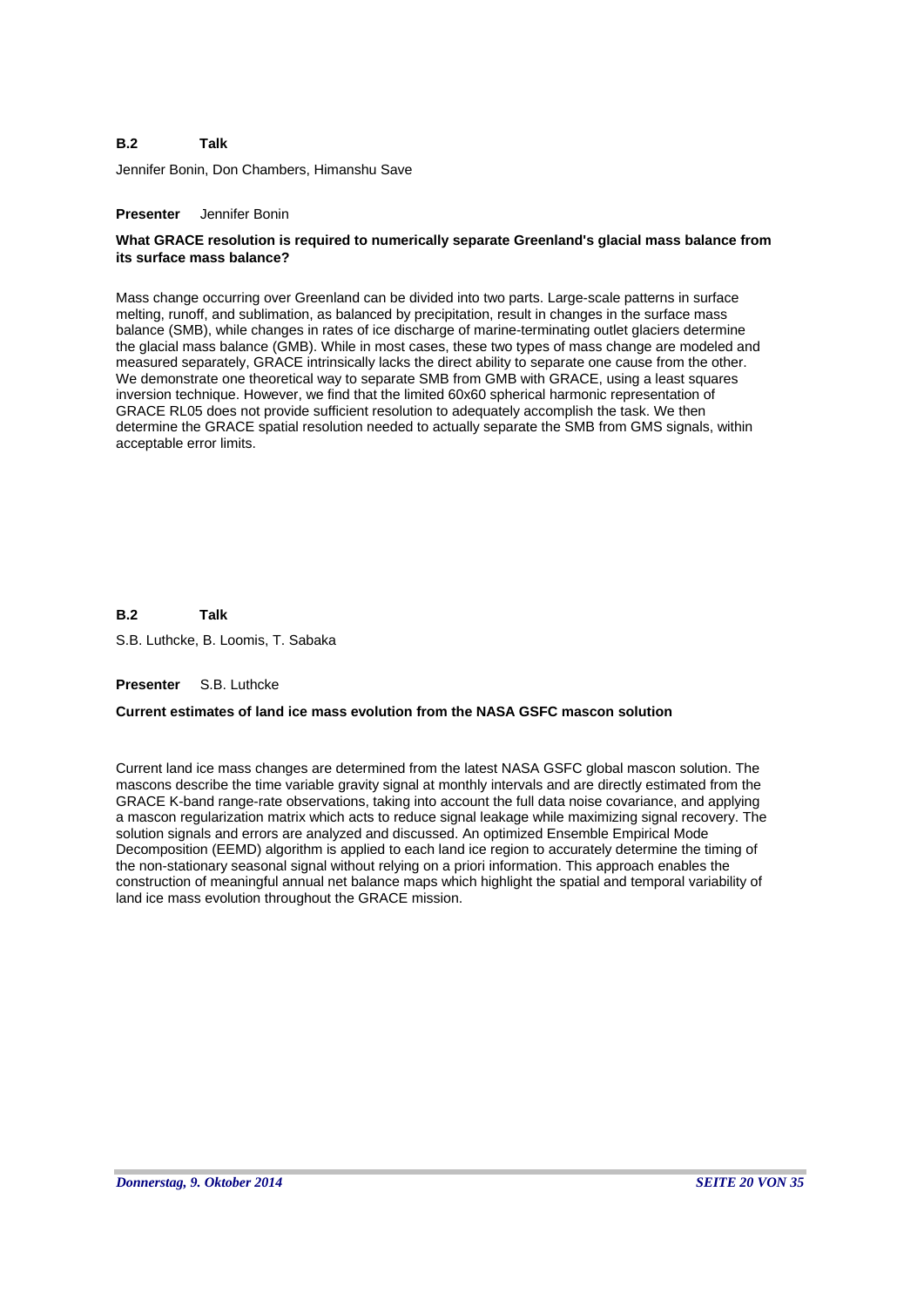**B.2 Talk**

Jennifer Bonin, Don Chambers, Himanshu Save

**Presenter** Jennifer Bonin

### What GRACE resolution is required to numerically separate Greenland's glacial mass balance from its surface mass balance?

Mass change occurring over Greenland can be divided into two parts. Large-scale patterns in surface melting, runoff, and sublimation, as balanced by precipitation, result in changes in the surface mass balance (SMB), while changes in rates of ice discharge of marine-terminating outlet glaciers determine the glacial mass balance (GMB). While in most cases, these two types of mass change are modeled and measured separately, GRACE intrinsically lacks the direct ability to separate one cause from the other. We demonstrate one theoretical way to separate SMB from GMB with GRACE, using a least squares inversion technique. However, we find that the limited 60x60 spherical harmonic representation of GRACE RL05 does not provide sufficient resolution to adequately accomplish the task. We then determine the GRACE spatial resolution needed to actually separate the SMB from GMS signals, within acceptable error limits.

**B.2 Talk**

S.B. Luthcke, B. Loomis, T. Sabaka

**Presenter** S.B. Luthcke

### Current estimates of land ice mass evolution from the NASA GSFC mascon solution

Current land ice mass changes are determined from the latest NASA GSFC global mascon solution. The mascons describe the time variable gravity signal at monthly intervals and are directly estimated from the GRACE K-band range-rate observations, taking into account the full data noise covariance, and applying a mascon regularization matrix which acts to reduce signal leakage while maximizing signal recovery. The solution signals and errors are analyzed and discussed. An optimized Ensemble Empirical Mode Decomposition (EEMD) algorithm is applied to each land ice region to accurately determine the timing of the non-stationary seasonal signal without relying on a priori information. This approach enables the construction of meaningful annual net balance maps which highlight the spatial and temporal variability of land ice mass evolution throughout the GRACE mission.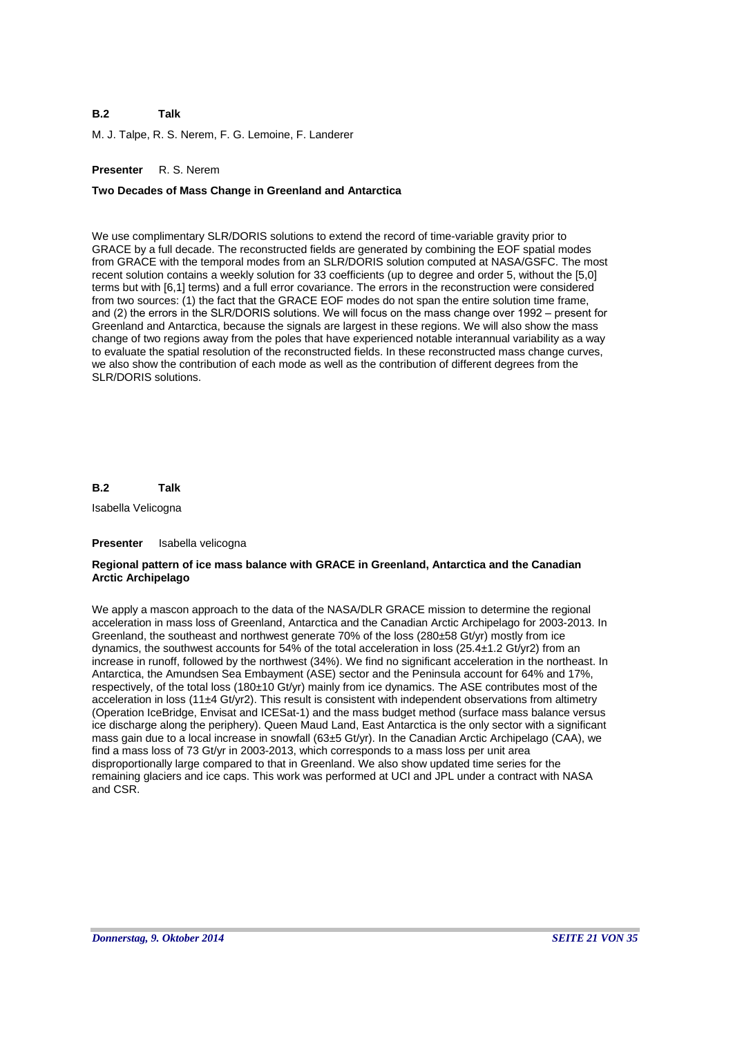**B.2 Talk**

M. J. Talpe, R. S. Nerem, F. G. Lemoine, F. Landerer

**Presenter** R. S. Nerem

**Two Decades of Mass Change in Greenland and Antarctica**

We use complimentary SLR/DORIS solutions to extend the record of time-variable gravity prior to GRACE by a full decade. The reconstructed fields are generated by combining the EOF spatial modes from GRACE with the temporal modes from an SLR/DORIS solution computed at NASA/GSFC. The most recent solution contains a weekly solution for 33 coefficients (up to degree and order 5, without the [5,0] terms but with [6,1] terms) and a full error covariance. The errors in the reconstruction were considered from two sources: (1) the fact that the GRACE EOF modes do not span the entire solution time frame, and (2) the errors in the SLR/DORIS solutions. We will focus on the mass change over 1992 – present for Greenland and Antarctica, because the signals are largest in these regions. We will also show the mass change of two regions away from the poles that have experienced notable interannual variability as a way to evaluate the spatial resolution of the reconstructed fields. In these reconstructed mass change curves, we also show the contribution of each mode as well as the contribution of different degrees from the SLR/DORIS solutions.

**B.2 Talk**

Isabella Velicogna

**Presenter** Isabella velicogna

**Regional pattern of ice mass balance with GRACE in Greenland, Antarctica and the Canadian Arctic Archipelago**

We apply a mascon approach to the data of the NASA/DLR GRACE mission to determine the regional acceleration in mass loss of Greenland, Antarctica and the Canadian Arctic Archipelago for 2003-2013. In Greenland, the southeast and northwest generate 70% of the loss (280±58 Gt/yr) mostly from ice dynamics, the southwest accounts for 54% of the total acceleration in loss (25.4±1.2 Gt/yr2) from an increase in runoff, followed by the northwest (34%). We find no significant acceleration in the northeast. In Antarctica, the Amundsen Sea Embayment (ASE) sector and the Peninsula account for 64% and 17%, respectively, of the total loss (180±10 Gt/yr) mainly from ice dynamics. The ASE contributes most of the acceleration in loss (11±4 Gt/yr2). This result is consistent with independent observations from altimetry (Operation IceBridge, Envisat and ICESat-1) and the mass budget method (surface mass balance versus ice discharge along the periphery). Queen Maud Land, East Antarctica is the only sector with a significant mass gain due to a local increase in snowfall (63±5 Gt/yr). In the Canadian Arctic Archipelago (CAA), we find a mass loss of 73 Gt/yr in 2003-2013, which corresponds to a mass loss per unit area disproportionally large compared to that in Greenland. We also show updated time series for the remaining glaciers and ice caps. This work was performed at UCI and JPL under a contract with NASA and CSR.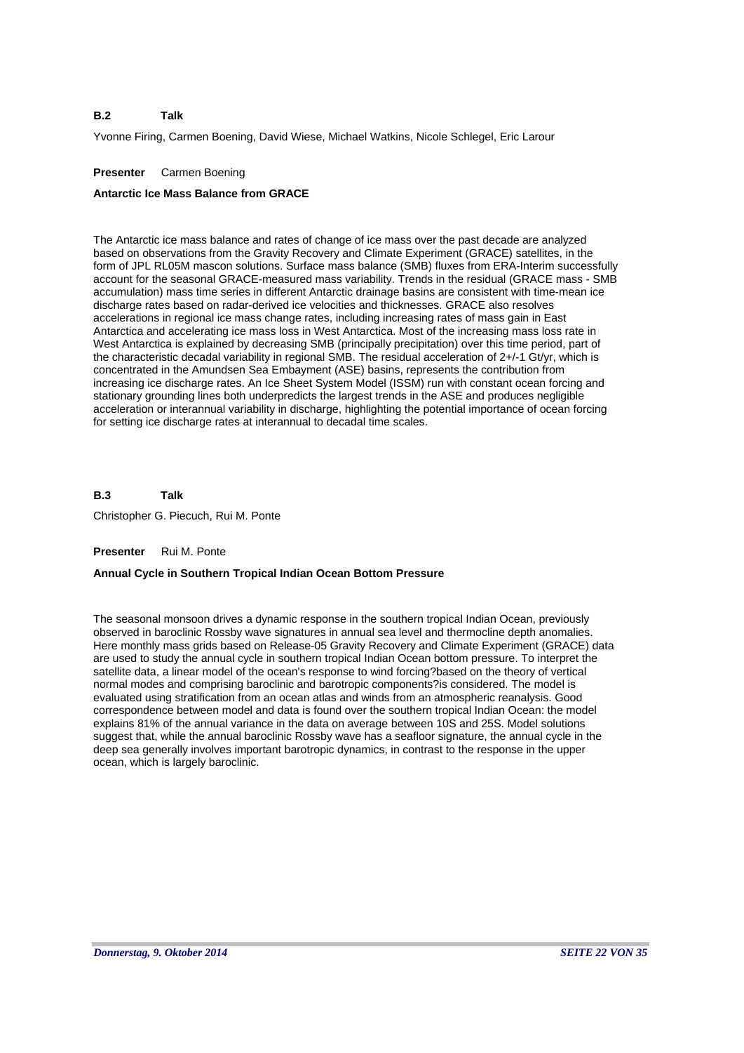**B.2 Talk**

Yvonne Firing, Carmen Boening, David Wiese, Michael Watkins, Nicole Schlegel, Eric Larour

**Presenter** Carmen Boening

**Antarctic Ice Mass Balance from GRACE**

The Antarctic ice mass balance and rates of change of ice mass over the past decade are analyzed based on observations from the Gravity Recovery and Climate Experiment (GRACE) satellites, in the form of JPL RL05M mascon solutions. Surface mass balance (SMB) fluxes from ERA-Interim successfully account for the seasonal GRACE-measured mass variability. Trends in the residual (GRACE mass - SMB accumulation) mass time series in different Antarctic drainage basins are consistent with time-mean ice discharge rates based on radar-derived ice velocities and thicknesses. GRACE also resolves accelerations in regional ice mass change rates, including increasing rates of mass gain in East Antarctica and accelerating ice mass loss in West Antarctica. Most of the increasing mass loss rate in West Antarctica is explained by decreasing SMB (principally precipitation) over this time period, part of the characteristic decadal variability in regional SMB. The residual acceleration of 2+/-1 Gt/yr, which is concentrated in the Amundsen Sea Embayment (ASE) basins, represents the contribution from increasing ice discharge rates. An Ice Sheet System Model (ISSM) run with constant ocean forcing and stationary grounding lines both underpredicts the largest trends in the ASE and produces negligible acceleration or interannual variability in discharge, highlighting the potential importance of ocean forcing for setting ice discharge rates at interannual to decadal time scales.

**B.3 Talk**

Christopher G. Piecuch, Rui M. Ponte

**Presenter** Rui M. Ponte

**Annual Cycle in Southern Tropical Indian Ocean Bottom Pressure**

The seasonal monsoon drives a dynamic response in the southern tropical Indian Ocean, previously observed in baroclinic Rossby wave signatures in annual sea level and thermocline depth anomalies. Here monthly mass grids based on Release-05 Gravity Recovery and Climate Experiment (GRACE) data are used to study the annual cycle in southern tropical Indian Ocean bottom pressure. To interpret the satellite data, a linear model of the ocean's response to wind forcing?based on the theory of vertical normal modes and comprising baroclinic and barotropic components?is considered. The model is evaluated using stratification from an ocean atlas and winds from an atmospheric reanalysis. Good correspondence between model and data is found over the southern tropical Indian Ocean: the model explains 81% of the annual variance in the data on average between 10S and 25S. Model solutions suggest that, while the annual baroclinic Rossby wave has a seafloor signature, the annual cycle in the deep sea generally involves important barotropic dynamics, in contrast to the response in the upper ocean, which is largely baroclinic.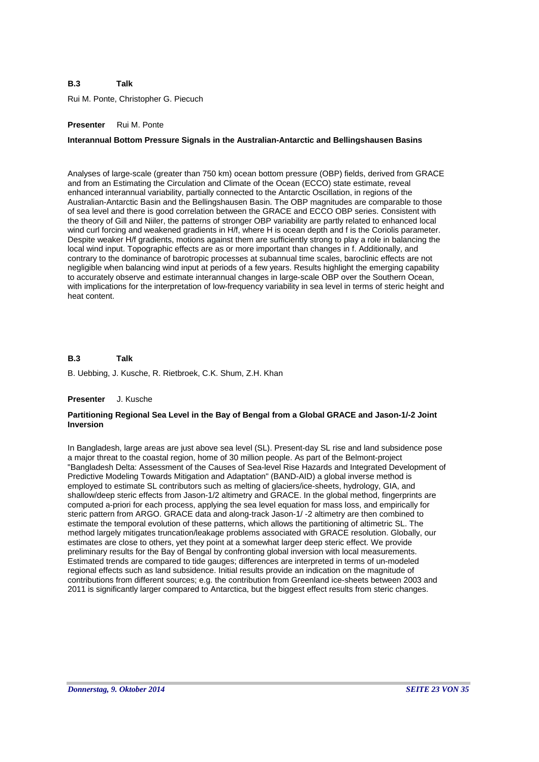**B.3 Talk**

Rui M. Ponte, Christopher G. Piecuch

**Presenter** Rui M. Ponte

**Interannual Bottom Pressure Signals in the Australian-Antarctic and Bellingshausen Basins**

Analyses of large-scale (greater than 750 km) ocean bottom pressure (OBP) fields, derived from GRACE and from an Estimating the Circulation and Climate of the Ocean (ECCO) state estimate, reveal enhanced interannual variability, partially connected to the Antarctic Oscillation, in regions of the Australian-Antarctic Basin and the Bellingshausen Basin. The OBP magnitudes are comparable to those of sea level and there is good correlation between the GRACE and ECCO OBP series. Consistent with the theory of Gill and Niiler, the patterns of stronger OBP variability are partly related to enhanced local wind curl forcing and weakened gradients in $H/f$, where $H$ is ocean depth and $f$ is the Coriolis parameter. Despite weaker $H/f$ gradients, motions against them are sufficiently strong to play a role in balancing the local wind input. Topographic effects are as or more important than changes in $f$. Additionally, and contrary to the dominance of barotropic processes at subannual time scales, baroclinic effects are not negligible when balancing wind input at periods of a few years. Results highlight the emerging capability to accurately observe and estimate interannual changes in large-scale OBP over the Southern Ocean, with implications for the interpretation of low-frequency variability in sea level in terms of steric height and heat content.

**B.3 Talk**

B. Uebbing, J. Kusche, R. Rietbroek, C.K. Shum, Z.H. Khan

**Presenter** J. Kusche

**Partitioning Regional Sea Level in the Bay of Bengal from a Global GRACE and Jason-1/-2 Joint Inversion**

In Bangladesh, large areas are just above sea level (SL). Present-day SL rise and land subsidence pose a major threat to the coastal region, home of 30 million people. As part of the Belmont-project "Bangladesh Delta: Assessment of the Causes of Sea-level Rise Hazards and Integrated Development of Predictive Modeling Towards Mitigation and Adaptation" (BAND-AID) a global inverse method is employed to estimate SL contributors such as melting of glaciers/ice-sheets, hydrology, GIA, and shallow/deep steric effects from Jason-1/2 altimetry and GRACE. In the global method, fingerprints are computed a-priori for each process, applying the sea level equation for mass loss, and empirically for steric pattern from ARGO. GRACE data and along-track Jason-1/ -2 altimetry are then combined to estimate the temporal evolution of these patterns, which allows the partitioning of altimetric SL. The method largely mitigates truncation/leakage problems associated with GRACE resolution. Globally, our estimates are close to others, yet they point at a somewhat larger deep steric effect. We provide preliminary results for the Bay of Bengal by confronting global inversion with local measurements. Estimated trends are compared to tide gauges; differences are interpreted in terms of un-modeled regional effects such as land subsidence. Initial results provide an indication on the magnitude of contributions from different sources; e.g. the contribution from Greenland ice-sheets between 2003 and 2011 is significantly larger compared to Antarctica, but the biggest effect results from steric changes.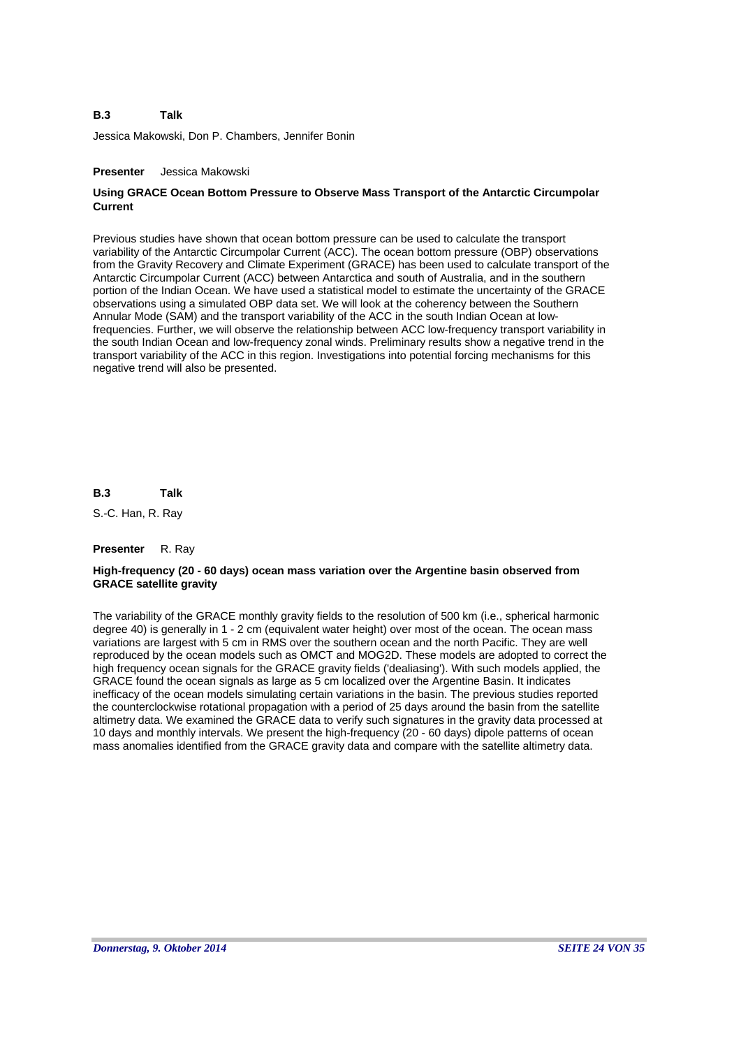**B.3 Talk**

Jessica Makowski, Don P. Chambers, Jennifer Bonin

**Presenter** Jessica Makowski

### Using GRACE Ocean Bottom Pressure to Observe Mass Transport of the Antarctic Circumpolar Current

Previous studies have shown that ocean bottom pressure can be used to calculate the transport variability of the Antarctic Circumpolar Current (ACC). The ocean bottom pressure (OBP) observations from the Gravity Recovery and Climate Experiment (GRACE) has been used to calculate transport of the Antarctic Circumpolar Current (ACC) between Antarctica and south of Australia, and in the southern portion of the Indian Ocean. We have used a statistical model to estimate the uncertainty of the GRACE observations using a simulated OBP data set. We will look at the coherency between the Southern Annular Mode (SAM) and the transport variability of the ACC in the south Indian Ocean at low-frequencies. Further, we will observe the relationship between ACC low-frequency transport variability in the south Indian Ocean and low-frequency zonal winds. Preliminary results show a negative trend in the transport variability of the ACC in this region. Investigations into potential forcing mechanisms for this negative trend will also be presented.

**B.3 Talk**

S.-C. Han, R. Ray

**Presenter** R. Ray

### High-frequency (20 - 60 days) ocean mass variation over the Argentine basin observed from GRACE satellite gravity

The variability of the GRACE monthly gravity fields to the resolution of 500 km (i.e., spherical harmonic degree 40) is generally in 1 - 2 cm (equivalent water height) over most of the ocean. The ocean mass variations are largest with 5 cm in RMS over the southern ocean and the north Pacific. They are well reproduced by the ocean models such as OMCT and MOG2D. These models are adopted to correct the high frequency ocean signals for the GRACE gravity fields ('dealiasing'). With such models applied, the GRACE found the ocean signals as large as 5 cm localized over the Argentine Basin. It indicates inefficacy of the ocean models simulating certain variations in the basin. The previous studies reported the counterclockwise rotational propagation with a period of 25 days around the basin from the satellite altimetry data. We examined the GRACE data to verify such signatures in the gravity data processed at 10 days and monthly intervals. We present the high-frequency (20 - 60 days) dipole patterns of ocean mass anomalies identified from the GRACE gravity data and compare with the satellite altimetry data.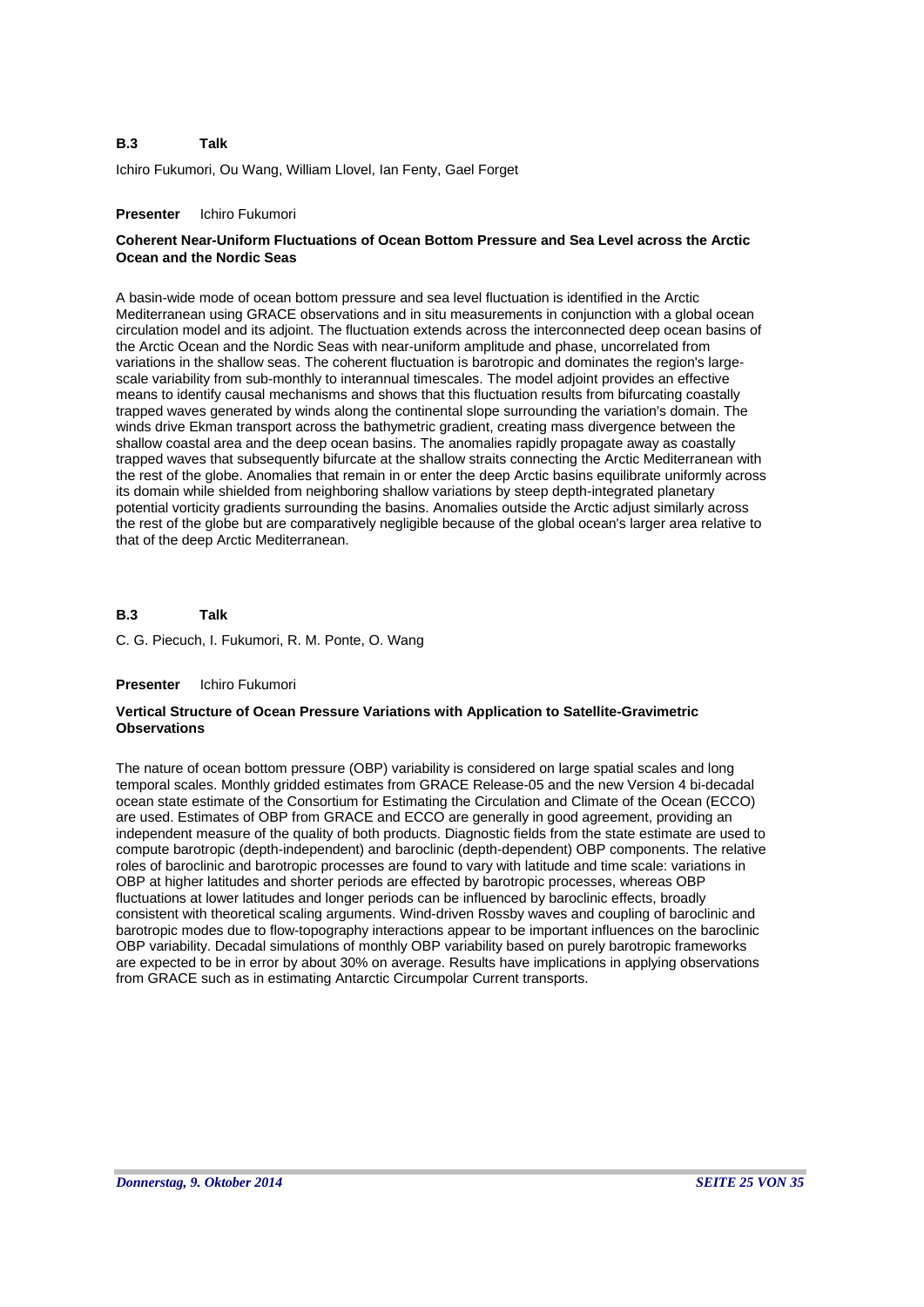**B.3 Talk**

Ichiro Fukumori, Ou Wang, William Llovel, Ian Fenty, Gael Forget

**Presenter** Ichiro Fukumori

**Coherent Near-Uniform Fluctuations of Ocean Bottom Pressure and Sea Level across the Arctic Ocean and the Nordic Seas**

A basin-wide mode of ocean bottom pressure and sea level fluctuation is identified in the Arctic Mediterranean using GRACE observations and in situ measurements in conjunction with a global ocean circulation model and its adjoint. The fluctuation extends across the interconnected deep ocean basins of the Arctic Ocean and the Nordic Seas with near-uniform amplitude and phase, uncorrelated from variations in the shallow seas. The coherent fluctuation is barotropic and dominates the region's large-scale variability from sub-monthly to interannual timescales. The model adjoint provides an effective means to identify causal mechanisms and shows that this fluctuation results from bifurcating coastally trapped waves generated by winds along the continental slope surrounding the variation's domain. The winds drive Ekman transport across the bathymetric gradient, creating mass divergence between the shallow coastal area and the deep ocean basins. The anomalies rapidly propagate away as coastally trapped waves that subsequently bifurcate at the shallow straits connecting the Arctic Mediterranean with the rest of the globe. Anomalies that remain in or enter the deep Arctic basins equilibrate uniformly across its domain while shielded from neighboring shallow variations by steep depth-integrated planetary potential vorticity gradients surrounding the basins. Anomalies outside the Arctic adjust similarly across the rest of the globe but are comparatively negligible because of the global ocean's larger area relative to that of the deep Arctic Mediterranean.

**B.3 Talk**

C. G. Piecuch, I. Fukumori, R. M. Ponte, O. Wang

**Presenter** Ichiro Fukumori

**Vertical Structure of Ocean Pressure Variations with Application to Satellite-Gravimetric Observations**

The nature of ocean bottom pressure (OBP) variability is considered on large spatial scales and long temporal scales. Monthly gridded estimates from GRACE Release-05 and the new Version 4 bi-decadal ocean state estimate of the Consortium for Estimating the Circulation and Climate of the Ocean (ECCO) are used. Estimates of OBP from GRACE and ECCO are generally in good agreement, providing an independent measure of the quality of both products. Diagnostic fields from the state estimate are used to compute barotropic (depth-independent) and baroclinic (depth-dependent) OBP components. The relative roles of baroclinic and barotropic processes are found to vary with latitude and time scale: variations in OBP at higher latitudes and shorter periods are effected by barotropic processes, whereas OBP fluctuations at lower latitudes and longer periods can be influenced by baroclinic effects, broadly consistent with theoretical scaling arguments. Wind-driven Rossby waves and coupling of baroclinic and barotropic modes due to flow-topography interactions appear to be important influences on the baroclinic OBP variability. Decadal simulations of monthly OBP variability based on purely barotropic frameworks are expected to be in error by about 30% on average. Results have implications in applying observations from GRACE such as in estimating Antarctic Circumpolar Current transports.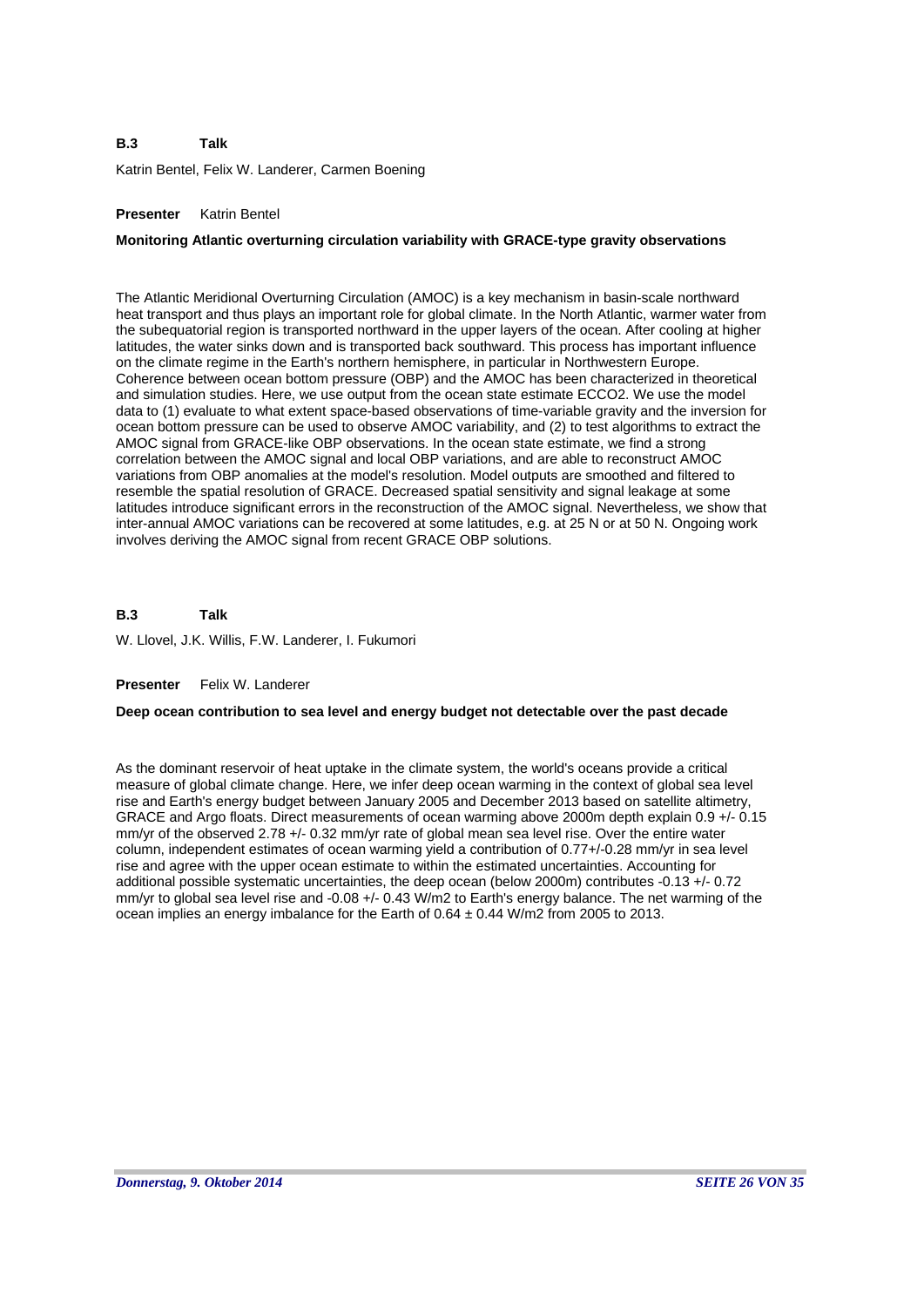**B.3 Talk**

Katrin Bentel, Felix W. Landerer, Carmen Boening

**Presenter** Katrin Bentel

**Monitoring Atlantic overturning circulation variability with GRACE-type gravity observations**

The Atlantic Meridional Overturning Circulation (AMOC) is a key mechanism in basin-scale northward heat transport and thus plays an important role for global climate. In the North Atlantic, warmer water from the subequatorial region is transported northward in the upper layers of the ocean. After cooling at higher latitudes, the water sinks down and is transported back southward. This process has important influence on the climate regime in the Earth's northern hemisphere, in particular in Northwestern Europe. Coherence between ocean bottom pressure (OBP) and the AMOC has been characterized in theoretical and simulation studies. Here, we use output from the ocean state estimate ECCO2. We use the model data to (1) evaluate to what extent space-based observations of time-variable gravity and the inversion for ocean bottom pressure can be used to observe AMOC variability, and (2) to test algorithms to extract the AMOC signal from GRACE-like OBP observations. In the ocean state estimate, we find a strong correlation between the AMOC signal and local OBP variations, and are able to reconstruct AMOC variations from OBP anomalies at the model's resolution. Model outputs are smoothed and filtered to resemble the spatial resolution of GRACE. Decreased spatial sensitivity and signal leakage at some latitudes introduce significant errors in the reconstruction of the AMOC signal. Nevertheless, we show that inter-annual AMOC variations can be recovered at some latitudes, e.g. at 25 N or at 50 N. Ongoing work involves deriving the AMOC signal from recent GRACE OBP solutions.

**B.3 Talk**

W. Llovel, J.K. Willis, F.W. Landerer, I. Fukumori

**Presenter** Felix W. Landerer

**Deep ocean contribution to sea level and energy budget not detectable over the past decade**

As the dominant reservoir of heat uptake in the climate system, the world's oceans provide a critical measure of global climate change. Here, we infer deep ocean warming in the context of global sea level rise and Earth's energy budget between January 2005 and December 2013 based on satellite altimetry, GRACE and Argo floats. Direct measurements of ocean warming above 2000m depth explain 0.9 +/- 0.15 mm/yr of the observed 2.78 +/- 0.32 mm/yr rate of global mean sea level rise. Over the entire water column, independent estimates of ocean warming yield a contribution of 0.77+/-0.28 mm/yr in sea level rise and agree with the upper ocean estimate to within the estimated uncertainties. Accounting for additional possible systematic uncertainties, the deep ocean (below 2000m) contributes -0.13 +/- 0.72 mm/yr to global sea level rise and -0.08 +/- 0.43 W/m2 to Earth's energy balance. The net warming of the ocean implies an energy imbalance for the Earth of 0.64 ± 0.44 W/m2 from 2005 to 2013.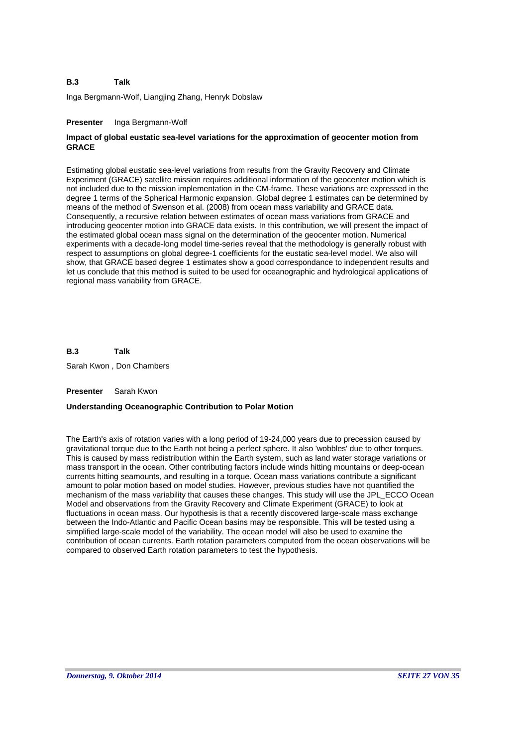**B.3 Talk**

Inga Bergmann-Wolf, Liangjing Zhang, Henryk Dobslaw

**Presenter** Inga Bergmann-Wolf

**Impact of global eustatic sea-level variations for the approximation of geocenter motion from GRACE**

Estimating global eustatic sea-level variations from results from the Gravity Recovery and Climate Experiment (GRACE) satellite mission requires additional information of the geocenter motion which is not included due to the mission implementation in the CM-frame. These variations are expressed in the degree 1 terms of the Spherical Harmonic expansion. Global degree 1 estimates can be determined by means of the method of Swenson et al. (2008) from ocean mass variability and GRACE data. Consequently, a recursive relation between estimates of ocean mass variations from GRACE and introducing geocenter motion into GRACE data exists. In this contribution, we will present the impact of the estimated global ocean mass signal on the determination of the geocenter motion. Numerical experiments with a decade-long model time-series reveal that the methodology is generally robust with respect to assumptions on global degree-1 coefficients for the eustatic sea-level model. We also will show, that GRACE based degree 1 estimates show a good correspondance to independent results and let us conclude that this method is suited to be used for oceanographic and hydrological applications of regional mass variability from GRACE.

**B.3 Talk**

Sarah Kwon , Don Chambers

**Presenter** Sarah Kwon

**Understanding Oceanographic Contribution to Polar Motion**

The Earth's axis of rotation varies with a long period of 19-24,000 years due to precession caused by gravitational torque due to the Earth not being a perfect sphere. It also 'wobbles' due to other torques. This is caused by mass redistribution within the Earth system, such as land water storage variations or mass transport in the ocean. Other contributing factors include winds hitting mountains or deep-ocean currents hitting seamounts, and resulting in a torque. Ocean mass variations contribute a significant amount to polar motion based on model studies. However, previous studies have not quantified the mechanism of the mass variability that causes these changes. This study will use the JPL_ECCO Ocean Model and observations from the Gravity Recovery and Climate Experiment (GRACE) to look at fluctuations in ocean mass. Our hypothesis is that a recently discovered large-scale mass exchange between the Indo-Atlantic and Pacific Ocean basins may be responsible. This will be tested using a simplified large-scale model of the variability. The ocean model will also be used to examine the contribution of ocean currents. Earth rotation parameters computed from the ocean observations will be compared to observed Earth rotation parameters to test the hypothesis.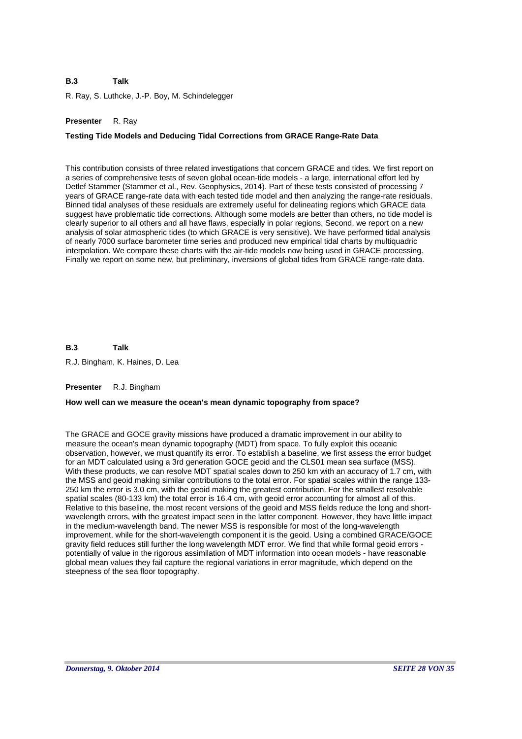**B.3 Talk**

R. Ray, S. Luthcke, J.-P. Boy, M. Schindelegger

**Presenter** R. Ray

**Testing Tide Models and Deducing Tidal Corrections from GRACE Range-Rate Data**

This contribution consists of three related investigations that concern GRACE and tides. We first report on a series of comprehensive tests of seven global ocean-tide models - a large, international effort led by Detlef Stammer (Stammer et al., Rev. Geophysics, 2014). Part of these tests consisted of processing 7 years of GRACE range-rate data with each tested tide model and then analyzing the range-rate residuals. Binned tidal analyses of these residuals are extremely useful for delineating regions which GRACE data suggest have problematic tide corrections. Although some models are better than others, no tide model is clearly superior to all others and all have flaws, especially in polar regions. Second, we report on a new analysis of solar atmospheric tides (to which GRACE is very sensitive). We have performed tidal analysis of nearly 7000 surface barometer time series and produced new empirical tidal charts by multiquadric interpolation. We compare these charts with the air-tide models now being used in GRACE processing. Finally we report on some new, but preliminary, inversions of global tides from GRACE range-rate data.

**B.3 Talk**

R.J. Bingham, K. Haines, D. Lea

**Presenter** R.J. Bingham

**How well can we measure the ocean's mean dynamic topography from space?**

The GRACE and GOCE gravity missions have produced a dramatic improvement in our ability to measure the ocean's mean dynamic topography (MDT) from space. To fully exploit this oceanic observation, however, we must quantify its error. To establish a baseline, we first assess the error budget for an MDT calculated using a 3rd generation GOCE geoid and the CLS01 mean sea surface (MSS). With these products, we can resolve MDT spatial scales down to 250 km with an accuracy of 1.7 cm, with the MSS and geoid making similar contributions to the total error. For spatial scales within the range 133-250 km the error is 3.0 cm, with the geoid making the greatest contribution. For the smallest resolvable spatial scales (80-133 km) the total error is 16.4 cm, with geoid error accounting for almost all of this. Relative to this baseline, the most recent versions of the geoid and MSS fields reduce the long and short-wavelength errors, with the greatest impact seen in the latter component. However, they have little impact in the medium-wavelength band. The newer MSS is responsible for most of the long-wavelength improvement, while for the short-wavelength component it is the geoid. Using a combined GRACE/GOCE gravity field reduces still further the long wavelength MDT error. We find that while formal geoid errors - potentially of value in the rigorous assimilation of MDT information into ocean models - have reasonable global mean values they fail capture the regional variations in error magnitude, which depend on the steepness of the sea floor topography.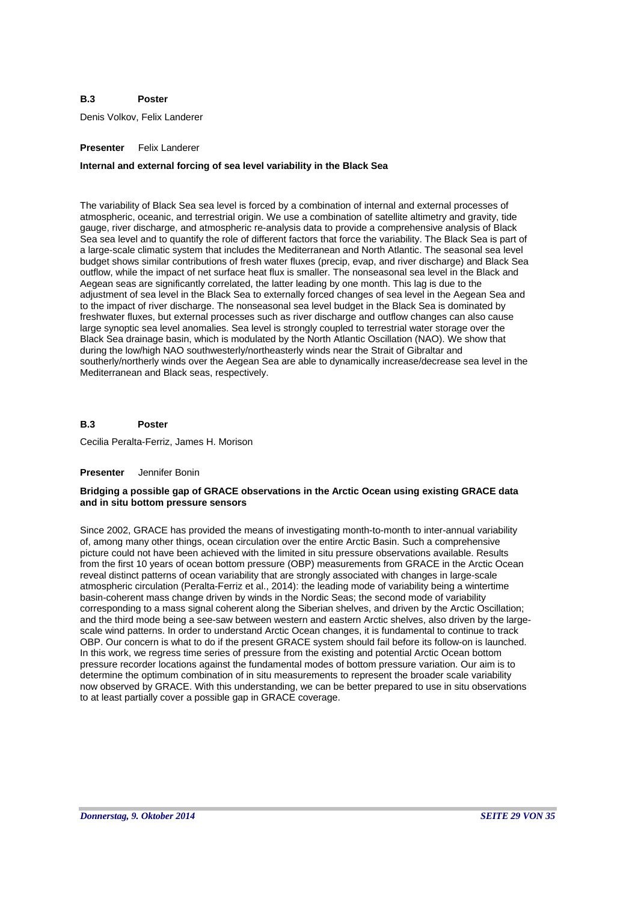**B.3 Poster**

Denis Volkov, Felix Landerer

**Presenter** Felix Landerer

**Internal and external forcing of sea level variability in the Black Sea**

The variability of Black Sea sea level is forced by a combination of internal and external processes of atmospheric, oceanic, and terrestrial origin. We use a combination of satellite altimetry and gravity, tide gauge, river discharge, and atmospheric re-analysis data to provide a comprehensive analysis of Black Sea sea level and to quantify the role of different factors that force the variability. The Black Sea is part of a large-scale climatic system that includes the Mediterranean and North Atlantic. The seasonal sea level budget shows similar contributions of fresh water fluxes (precip, evap, and river discharge) and Black Sea outflow, while the impact of net surface heat flux is smaller. The nonseasonal sea level in the Black and Aegean seas are significantly correlated, the latter leading by one month. This lag is due to the adjustment of sea level in the Black Sea to externally forced changes of sea level in the Aegean Sea and to the impact of river discharge. The nonseasonal sea level budget in the Black Sea is dominated by freshwater fluxes, but external processes such as river discharge and outflow changes can also cause large synoptic sea level anomalies. Sea level is strongly coupled to terrestrial water storage over the Black Sea drainage basin, which is modulated by the North Atlantic Oscillation (NAO). We show that during the low/high NAO southwesterly/northeasterly winds near the Strait of Gibraltar and southerly/northerly winds over the Aegean Sea are able to dynamically increase/decrease sea level in the Mediterranean and Black seas, respectively.

**B.3 Poster**

Cecilia Peralta-Ferriz, James H. Morison

**Presenter** Jennifer Bonin

**Bridging a possible gap of GRACE observations in the Arctic Ocean using existing GRACE data and in situ bottom pressure sensors**

Since 2002, GRACE has provided the means of investigating month-to-month to inter-annual variability of, among many other things, ocean circulation over the entire Arctic Basin. Such a comprehensive picture could not have been achieved with the limited in situ pressure observations available. Results from the first 10 years of ocean bottom pressure (OBP) measurements from GRACE in the Arctic Ocean reveal distinct patterns of ocean variability that are strongly associated with changes in large-scale atmospheric circulation (Peralta-Ferriz et al., 2014): the leading mode of variability being a wintertime basin-coherent mass change driven by winds in the Nordic Seas; the second mode of variability corresponding to a mass signal coherent along the Siberian shelves, and driven by the Arctic Oscillation; and the third mode being a see-saw between western and eastern Arctic shelves, also driven by the large-scale wind patterns. In order to understand Arctic Ocean changes, it is fundamental to continue to track OBP. Our concern is what to do if the present GRACE system should fail before its follow-on is launched. In this work, we regress time series of pressure from the existing and potential Arctic Ocean bottom pressure recorder locations against the fundamental modes of bottom pressure variation. Our aim is to determine the optimum combination of in situ measurements to represent the broader scale variability now observed by GRACE. With this understanding, we can be better prepared to use in situ observations to at least partially cover a possible gap in GRACE coverage.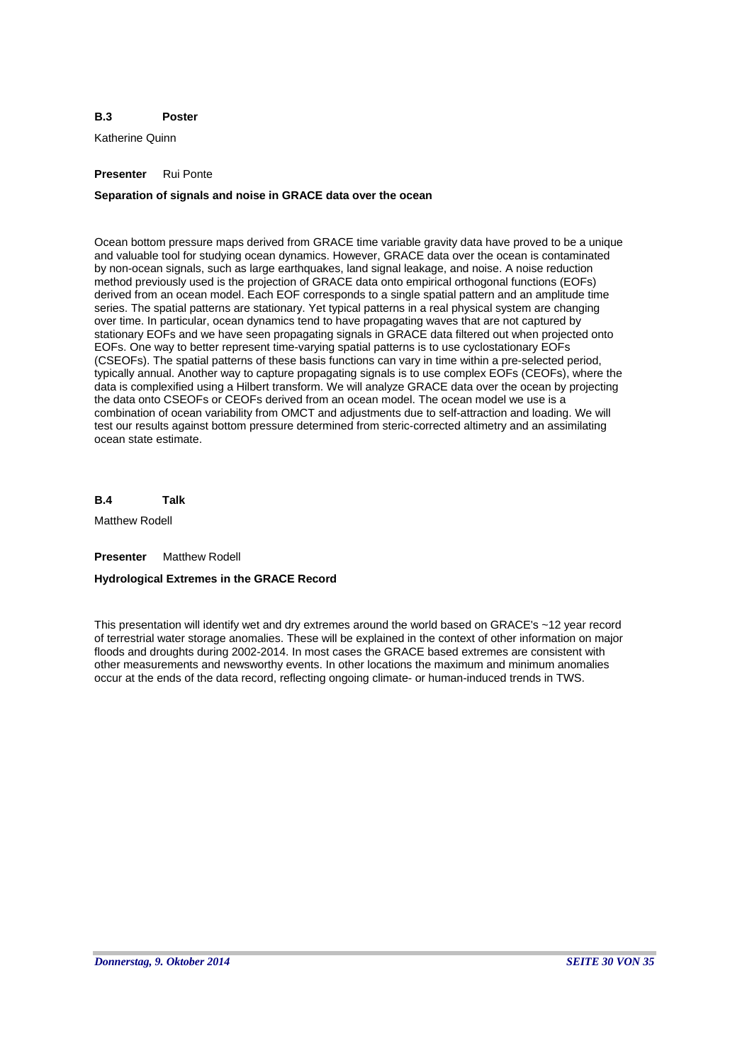**B.3 Poster**

Katherine Quinn

**Presenter** Rui Ponte

**Separation of signals and noise in GRACE data over the ocean**

Ocean bottom pressure maps derived from GRACE time variable gravity data have proved to be a unique and valuable tool for studying ocean dynamics. However, GRACE data over the ocean is contaminated by non-ocean signals, such as large earthquakes, land signal leakage, and noise. A noise reduction method previously used is the projection of GRACE data onto empirical orthogonal functions (EOFs) derived from an ocean model. Each EOF corresponds to a single spatial pattern and an amplitude time series. The spatial patterns are stationary. Yet typical patterns in a real physical system are changing over time. In particular, ocean dynamics tend to have propagating waves that are not captured by stationary EOFs and we have seen propagating signals in GRACE data filtered out when projected onto EOFs. One way to better represent time-varying spatial patterns is to use cyclostationary EOFs (CSEOFs). The spatial patterns of these basis functions can vary in time within a pre-selected period, typically annual. Another way to capture propagating signals is to use complex EOFs (CEOFs), where the data is complexified using a Hilbert transform. We will analyze GRACE data over the ocean by projecting the data onto CSEOFs or CEOFs derived from an ocean model. The ocean model we use is a combination of ocean variability from OMCT and adjustments due to self-attraction and loading. We will test our results against bottom pressure determined from steric-corrected altimetry and an assimilating ocean state estimate.

**B.4 Talk**

Matthew Rodell

**Presenter** Matthew Rodell

**Hydrological Extremes in the GRACE Record**

This presentation will identify wet and dry extremes around the world based on GRACE's ~12 year record of terrestrial water storage anomalies. These will be explained in the context of other information on major floods and droughts during 2002-2014. In most cases the GRACE based extremes are consistent with other measurements and newsworthy events. In other locations the maximum and minimum anomalies occur at the ends of the data record, reflecting ongoing climate- or human-induced trends in TWS.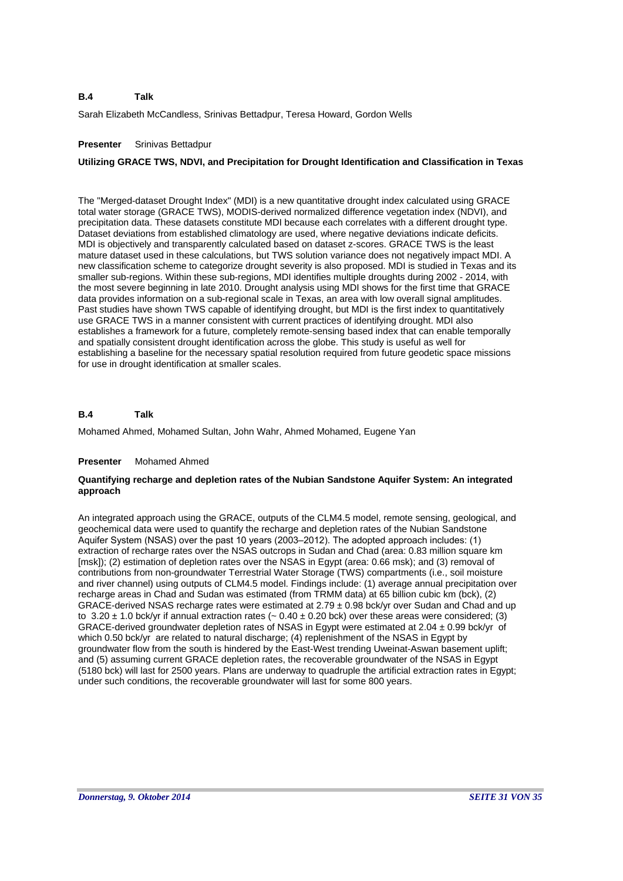**B.4 Talk**

Sarah Elizabeth McCandless, Srinivas Bettadpur, Teresa Howard, Gordon Wells

**Presenter** Srinivas Bettadpur

**Utilizing GRACE TWS, NDVI, and Precipitation for Drought Identification and Classification in Texas**

The "Merged-dataset Drought Index" (MDI) is a new quantitative drought index calculated using GRACE total water storage (GRACE TWS), MODIS-derived normalized difference vegetation index (NDVI), and precipitation data. These datasets constitute MDI because each correlates with a different drought type. Dataset deviations from established climatology are used, where negative deviations indicate deficits. MDI is objectively and transparently calculated based on dataset z-scores. GRACE TWS is the least mature dataset used in these calculations, but TWS solution variance does not negatively impact MDI. A new classification scheme to categorize drought severity is also proposed. MDI is studied in Texas and its smaller sub-regions. Within these sub-regions, MDI identifies multiple droughts during 2002 - 2014, with the most severe beginning in late 2010. Drought analysis using MDI shows for the first time that GRACE data provides information on a sub-regional scale in Texas, an area with low overall signal amplitudes. Past studies have shown TWS capable of identifying drought, but MDI is the first index to quantitatively use GRACE TWS in a manner consistent with current practices of identifying drought. MDI also establishes a framework for a future, completely remote-sensing based index that can enable temporally and spatially consistent drought identification across the globe. This study is useful as well for establishing a baseline for the necessary spatial resolution required from future geodetic space missions for use in drought identification at smaller scales.

**B.4 Talk**

Mohamed Ahmed, Mohamed Sultan, John Wahr, Ahmed Mohamed, Eugene Yan

**Presenter** Mohamed Ahmed

**Quantifying recharge and depletion rates of the Nubian Sandstone Aquifer System: An integrated approach**

An integrated approach using the GRACE, outputs of the CLM4.5 model, remote sensing, geological, and geochemical data were used to quantify the recharge and depletion rates of the Nubian Sandstone Aquifer System (NSAS) over the past 10 years (2003–2012). The adopted approach includes: (1) extraction of recharge rates over the NSAS outcrops in Sudan and Chad (area: 0.83 million square km [msk]); (2) estimation of depletion rates over the NSAS in Egypt (area: 0.66 msk); and (3) removal of contributions from non-groundwater Terrestrial Water Storage (TWS) compartments (i.e., soil moisture and river channel) using outputs of CLM4.5 model. Findings include: (1) average annual precipitation over recharge areas in Chad and Sudan was estimated (from TRMM data) at 65 billion cubic km (bck), (2) GRACE-derived NSAS recharge rates were estimated at $2.79 \pm 0.98$ bck/yr over Sudan and Chad and up to $3.20 \pm 1.0$ bck/yr if annual extraction rates ($\sim 0.40 \pm 0.20$ bck) over these areas were considered; (3) GRACE-derived groundwater depletion rates of NSAS in Egypt were estimated at $2.04 \pm 0.99$ bck/yr of which 0.50 bck/yr are related to natural discharge; (4) replenishment of the NSAS in Egypt by groundwater flow from the south is hindered by the East-West trending Uweinat-Aswan basement uplift; and (5) assuming current GRACE depletion rates, the recoverable groundwater of the NSAS in Egypt (5180 bck) will last for 2500 years. Plans are underway to quadruple the artificial extraction rates in Egypt; under such conditions, the recoverable groundwater will last for some 800 years.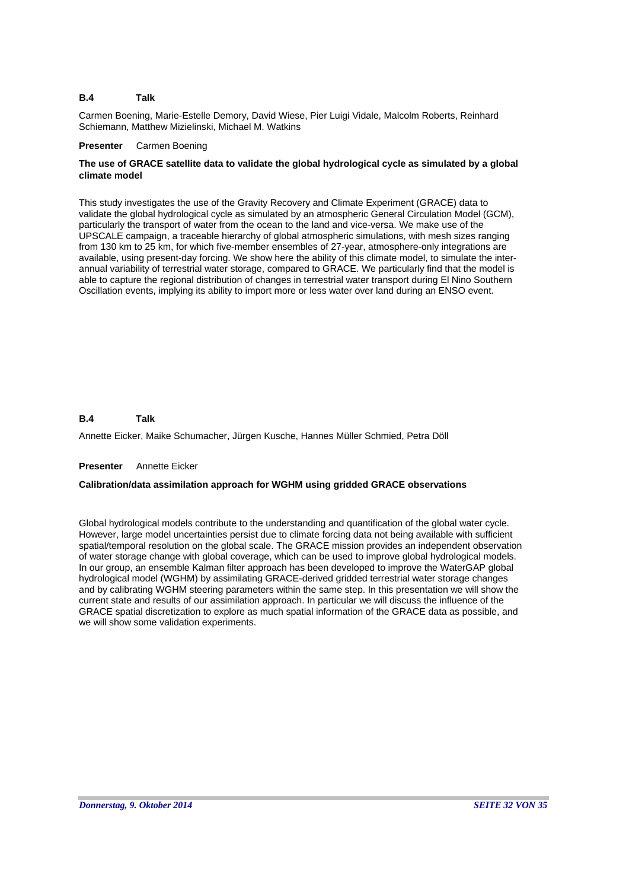**B.4 Talk**

Carmen Boening, Marie-Estelle Demory, David Wiese, Pier Luigi Vidale, Malcolm Roberts, Reinhard Schiemann, Matthew Mizielinski, Michael M. Watkins

**Presenter** Carmen Boening

**The use of GRACE satellite data to validate the global hydrological cycle as simulated by a global climate model**

This study investigates the use of the Gravity Recovery and Climate Experiment (GRACE) data to validate the global hydrological cycle as simulated by an atmospheric General Circulation Model (GCM), particularly the transport of water from the ocean to the land and vice-versa. We make use of the UPSCALE campaign, a traceable hierarchy of global atmospheric simulations, with mesh sizes ranging from 130 km to 25 km, for which five-member ensembles of 27-year, atmosphere-only integrations are available, using present-day forcing. We show here the ability of this climate model, to simulate the inter-annual variability of terrestrial water storage, compared to GRACE. We particularly find that the model is able to capture the regional distribution of changes in terrestrial water transport during El Nino Southern Oscillation events, implying its ability to import more or less water over land during an ENSO event.

**B.4 Talk**

Annette Eicker, Maike Schumacher, Jürgen Kusche, Hannes Müller Schmied, Petra Döll

**Presenter** Annette Eicker

**Calibration/data assimilation approach for WGHM using gridded GRACE observations**

Global hydrological models contribute to the understanding and quantification of the global water cycle. However, large model uncertainties persist due to climate forcing data not being available with sufficient spatial/temporal resolution on the global scale. The GRACE mission provides an independent observation of water storage change with global coverage, which can be used to improve global hydrological models. In our group, an ensemble Kalman filter approach has been developed to improve the WaterGAP global hydrological model (WGHM) by assimilating GRACE-derived gridded terrestrial water storage changes and by calibrating WGHM steering parameters within the same step. In this presentation we will show the current state and results of our assimilation approach. In particular we will discuss the influence of the GRACE spatial discretization to explore as much spatial information of the GRACE data as possible, and we will show some validation experiments.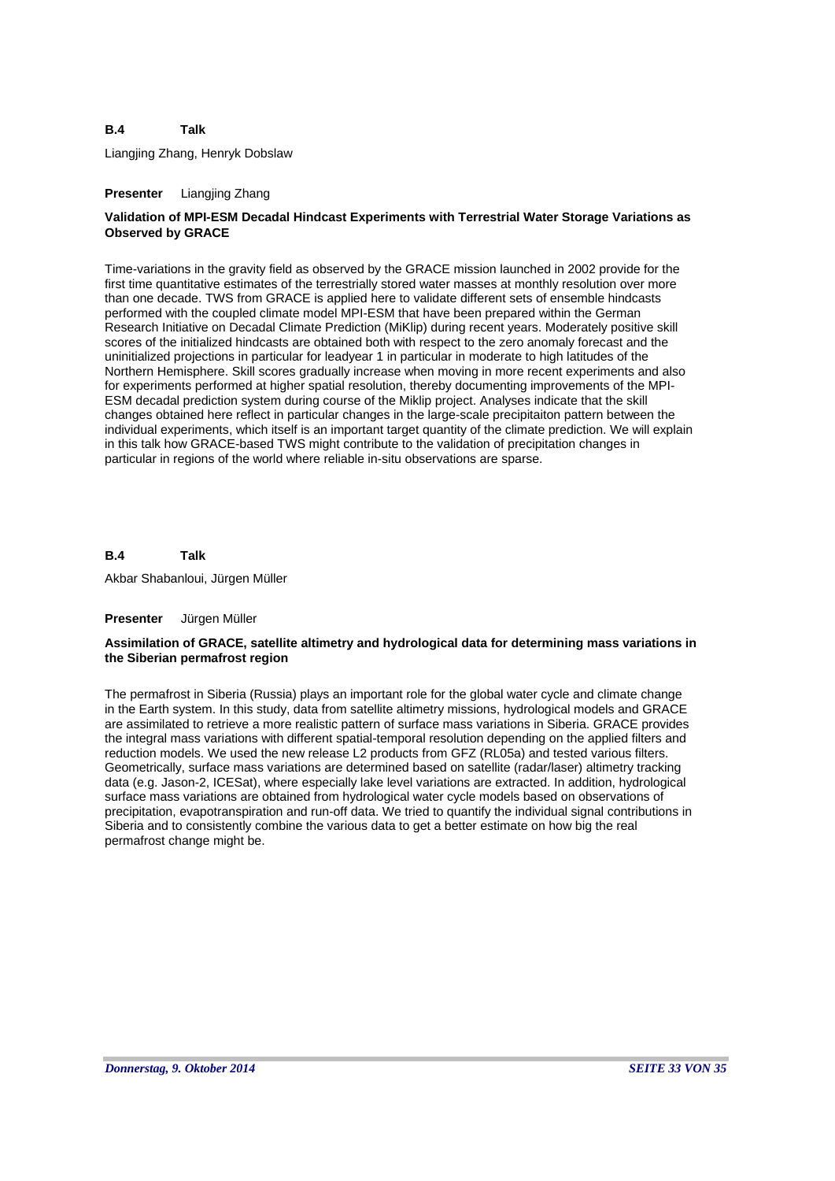**B.4 Talk**

Liangjing Zhang, Henryk Dobslaw

**Presenter** Liangjing Zhang

**Validation of MPI-ESM Decadal Hindcast Experiments with Terrestrial Water Storage Variations as Observed by GRACE**

Time-variations in the gravity field as observed by the GRACE mission launched in 2002 provide for the first time quantitative estimates of the terrestrially stored water masses at monthly resolution over more than one decade. TWS from GRACE is applied here to validate different sets of ensemble hindcasts performed with the coupled climate model MPI-ESM that have been prepared within the German Research Initiative on Decadal Climate Prediction (MiKlip) during recent years. Moderately positive skill scores of the initialized hindcasts are obtained both with respect to the zero anomaly forecast and the uninitialized projections in particular for leadyear 1 in particular in moderate to high latitudes of the Northern Hemisphere. Skill scores gradually increase when moving in more recent experiments and also for experiments performed at higher spatial resolution, thereby documenting improvements of the MPI-ESM decadal prediction system during course of the Miklip project. Analyses indicate that the skill changes obtained here reflect in particular changes in the large-scale precipitaiton pattern between the individual experiments, which itself is an important target quantity of the climate prediction. We will explain in this talk how GRACE-based TWS might contribute to the validation of precipitation changes in particular in regions of the world where reliable in-situ observations are sparse.

**B.4 Talk**

Akbar Shabanloui, Jürgen Müller

**Presenter** Jürgen Müller

**Assimilation of GRACE, satellite altimetry and hydrological data for determining mass variations in the Siberian permafrost region**

The permafrost in Siberia (Russia) plays an important role for the global water cycle and climate change in the Earth system. In this study, data from satellite altimetry missions, hydrological models and GRACE are assimilated to retrieve a more realistic pattern of surface mass variations in Siberia. GRACE provides the integral mass variations with different spatial-temporal resolution depending on the applied filters and reduction models. We used the new release L2 products from GFZ (RL05a) and tested various filters. Geometrically, surface mass variations are determined based on satellite (radar/laser) altimetry tracking data (e.g. Jason-2, ICESat), where especially lake level variations are extracted. In addition, hydrological surface mass variations are obtained from hydrological water cycle models based on observations of precipitation, evapotranspiration and run-off data. We tried to quantify the individual signal contributions in Siberia and to consistently combine the various data to get a better estimate on how big the real permafrost change might be.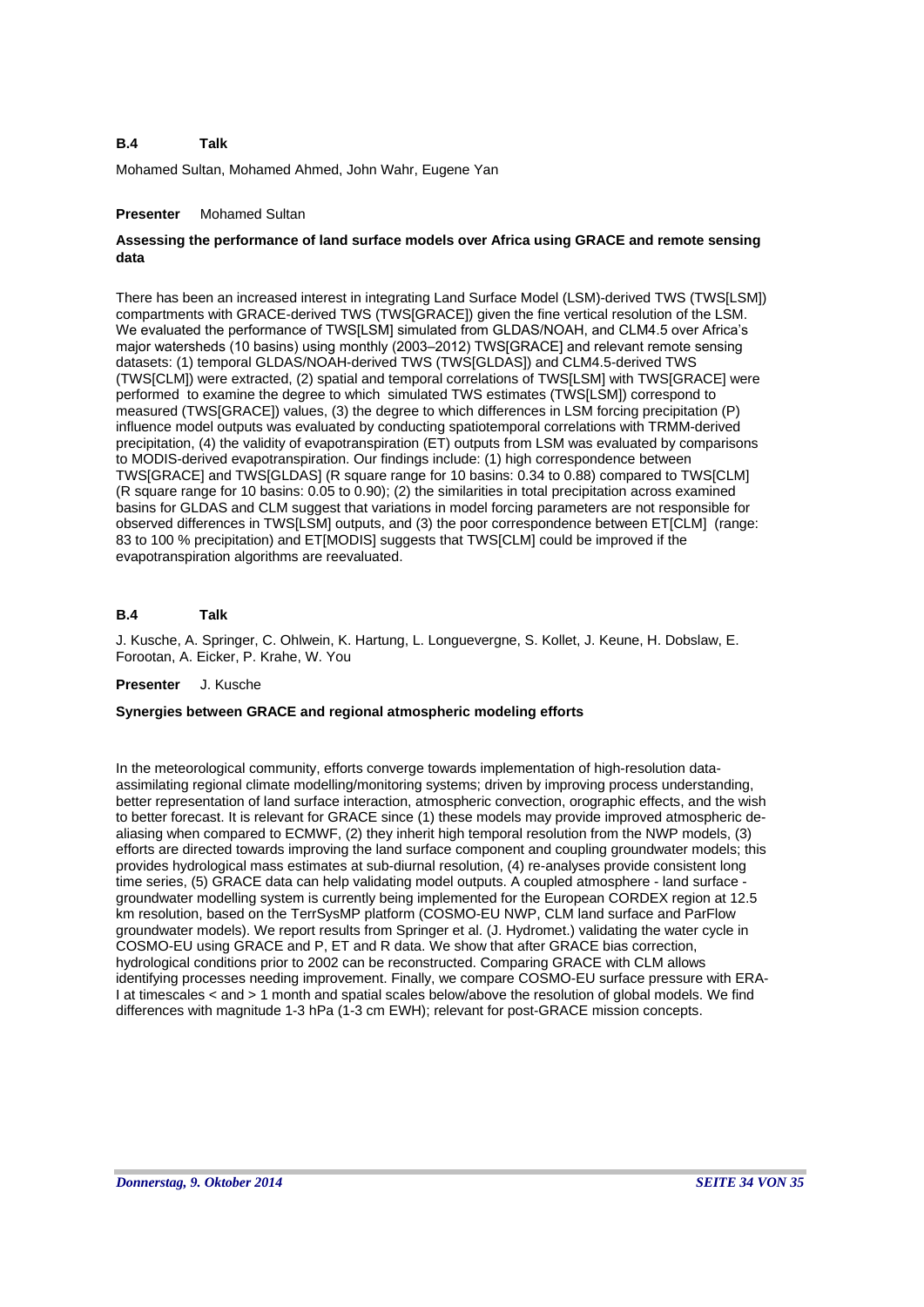**B.4 Talk**

Mohamed Sultan, Mohamed Ahmed, John Wahr, Eugene Yan

**Presenter** Mohamed Sultan

**Assessing the performance of land surface models over Africa using GRACE and remote sensing data**

There has been an increased interest in integrating Land Surface Model (LSM)-derived TWS (TWS[LSM]) compartments with GRACE-derived TWS (TWS[GRACE]) given the fine vertical resolution of the LSM. We evaluated the performance of TWS[LSM] simulated from GLDAS/NOAH, and CLM4.5 over Africa's major watersheds (10 basins) using monthly (2003–2012) TWS[GRACE] and relevant remote sensing datasets: (1) temporal GLDAS/NOAH-derived TWS (TWS[GLDAS]) and CLM4.5-derived TWS (TWS[CLM]) were extracted, (2) spatial and temporal correlations of TWS[LSM] with TWS[GRACE] were performed to examine the degree to which simulated TWS estimates (TWS[LSM]) correspond to measured (TWS[GRACE]) values, (3) the degree to which differences in LSM forcing precipitation (P) influence model outputs was evaluated by conducting spatiotemporal correlations with TRMM-derived precipitation, (4) the validity of evapotranspiration (ET) outputs from LSM was evaluated by comparisons to MODIS-derived evapotranspiration. Our findings include: (1) high correspondence between TWS[GRACE] and TWS[GLDAS] (R square range for 10 basins: 0.34 to 0.88) compared to TWS[CLM] (R square range for 10 basins: 0.05 to 0.90); (2) the similarities in total precipitation across examined basins for GLDAS and CLM suggest that variations in model forcing parameters are not responsible for observed differences in TWS[LSM] outputs, and (3) the poor correspondence between ET[CLM] (range: 83 to 100 % precipitation) and ET[MODIS] suggests that TWS[CLM] could be improved if the evapotranspiration algorithms are reevaluated.

**B.4 Talk**

J. Kusche, A. Springer, C. Ohlwein, K. Hartung, L. Longuevergne, S. Kollet, J. Keune, H. Dobslaw, E. Forootan, A. Eicker, P. Krahe, W. You

**Presenter** J. Kusche

**Synergies between GRACE and regional atmospheric modeling efforts**

In the meteorological community, efforts converge towards implementation of high-resolution data-assimilating regional climate modelling/monitoring systems; driven by improving process understanding, better representation of land surface interaction, atmospheric convection, orographic effects, and the wish to better forecast. It is relevant for GRACE since (1) these models may provide improved atmospheric de-aliasing when compared to ECMWF, (2) they inherit high temporal resolution from the NWP models, (3) efforts are directed towards improving the land surface component and coupling groundwater models; this provides hydrological mass estimates at sub-diurnal resolution, (4) re-analyses provide consistent long time series, (5) GRACE data can help validating model outputs. A coupled atmosphere - land surface - groundwater modelling system is currently being implemented for the European CORDEX region at 12.5 km resolution, based on the TerrSysMP platform (COSMO-EU NWP, CLM land surface and ParFlow groundwater models). We report results from Springer et al. (J. Hydromet.) validating the water cycle in COSMO-EU using GRACE and P, ET and R data. We show that after GRACE bias correction, hydrological conditions prior to 2002 can be reconstructed. Comparing GRACE with CLM allows identifying processes needing improvement. Finally, we compare COSMO-EU surface pressure with ERA-I at timescales < and > 1 month and spatial scales below/above the resolution of global models. We find differences with magnitude 1-3 hPa (1-3 cm EWH); relevant for post-GRACE mission concepts.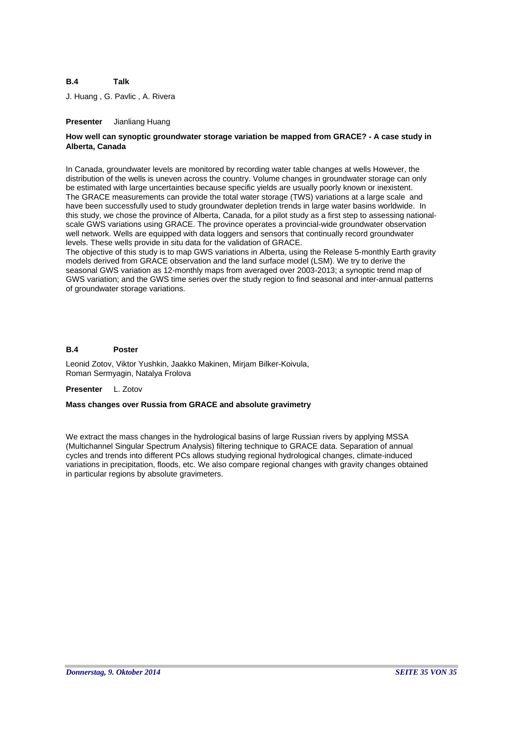**B.4 Talk**

J. Huang , G. Pavlic , A. Rivera

**Presenter** Jianliang Huang

**How well can synoptic groundwater storage variation be mapped from GRACE? - A case study in Alberta, Canada**

In Canada, groundwater levels are monitored by recording water table changes at wells However, the distribution of the wells is uneven across the country. Volume changes in groundwater storage can only be estimated with large uncertainties because specific yields are usually poorly known or inexistent. The GRACE measurements can provide the total water storage (TWS) variations at a large scale and have been successfully used to study groundwater depletion trends in large water basins worldwide. In this study, we chose the province of Alberta, Canada, for a pilot study as a first step to assessing national-scale GWS variations using GRACE. The province operates a provincial-wide groundwater observation well network. Wells are equipped with data loggers and sensors that continually record groundwater levels. These wells provide in situ data for the validation of GRACE.
The objective of this study is to map GWS variations in Alberta, using the Release 5-monthly Earth gravity models derived from GRACE observation and the land surface model (LSM). We try to derive the seasonal GWS variation as 12-monthly maps from averaged over 2003-2013; a synoptic trend map of GWS variation; and the GWS time series over the study region to find seasonal and inter-annual patterns of groundwater storage variations.

**B.4 Poster**

Leonid Zotov, Viktor Yushkin, Jaakko Makinen, Mirjam Bilker-Koivula, Roman Sermyagin, Natalya Frolova

**Presenter** L. Zotov

**Mass changes over Russia from GRACE and absolute gravimetry**

We extract the mass changes in the hydrological basins of large Russian rivers by applying MSSA (Multichannel Singular Spectrum Analysis) filtering technique to GRACE data. Separation of annual cycles and trends into different PCs allows studying regional hydrological changes, climate-induced variations in precipitation, floods, etc. We also compare regional changes with gravity changes obtained in particular regions by absolute gravimeters.